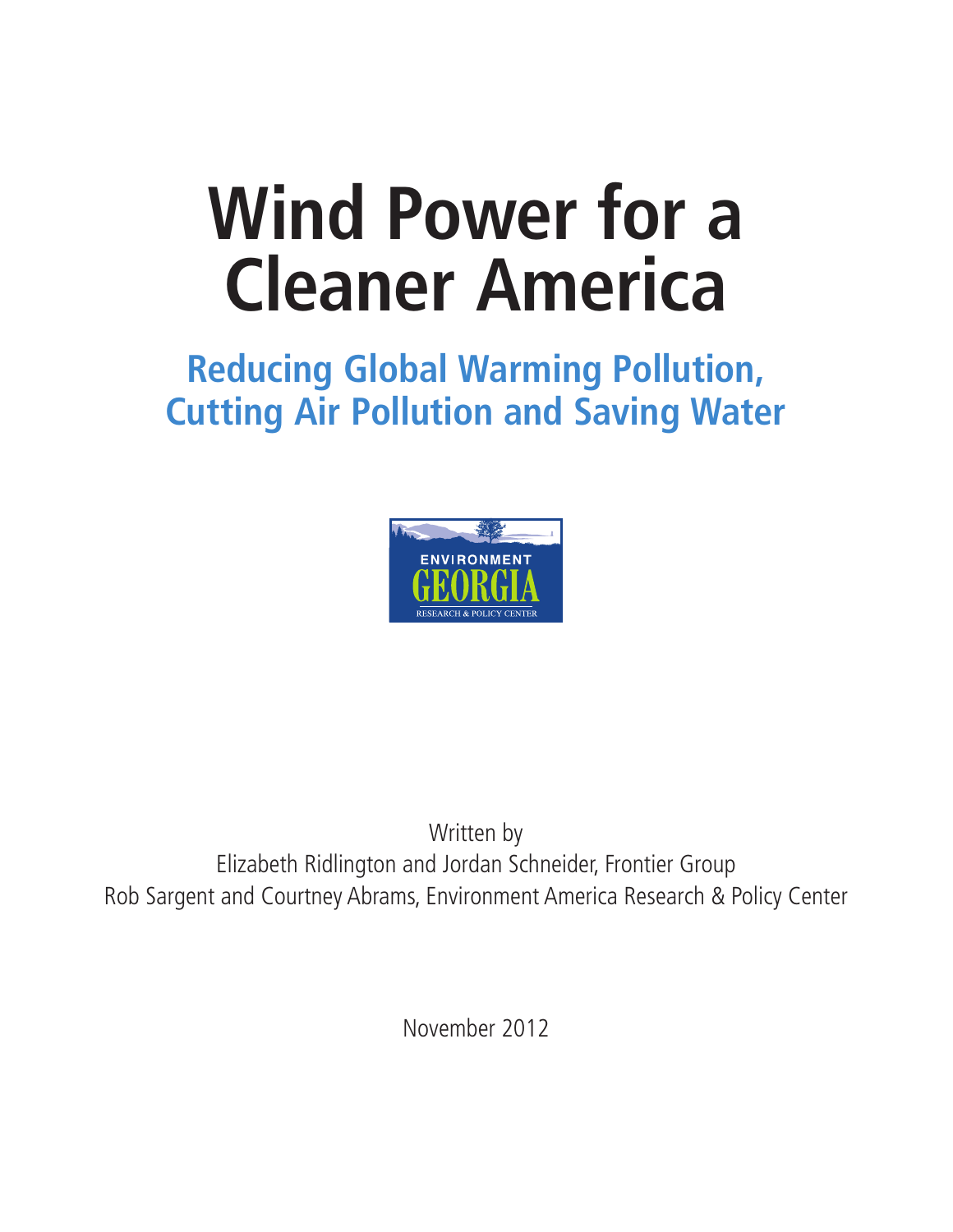# Wind Power for a Cleaner America

## Reducing Global Warming Pollution, Cutting Air Pollution and Saving Water

ENVIRONMENT GEORGIA

RESEARCH & POLICY CENTER

Written by

Elizabeth Ridlington and Jordan Schneider, Frontier Group

Rob Sargent and Courtney Abrams, Environment America Research & Policy Center

November 2012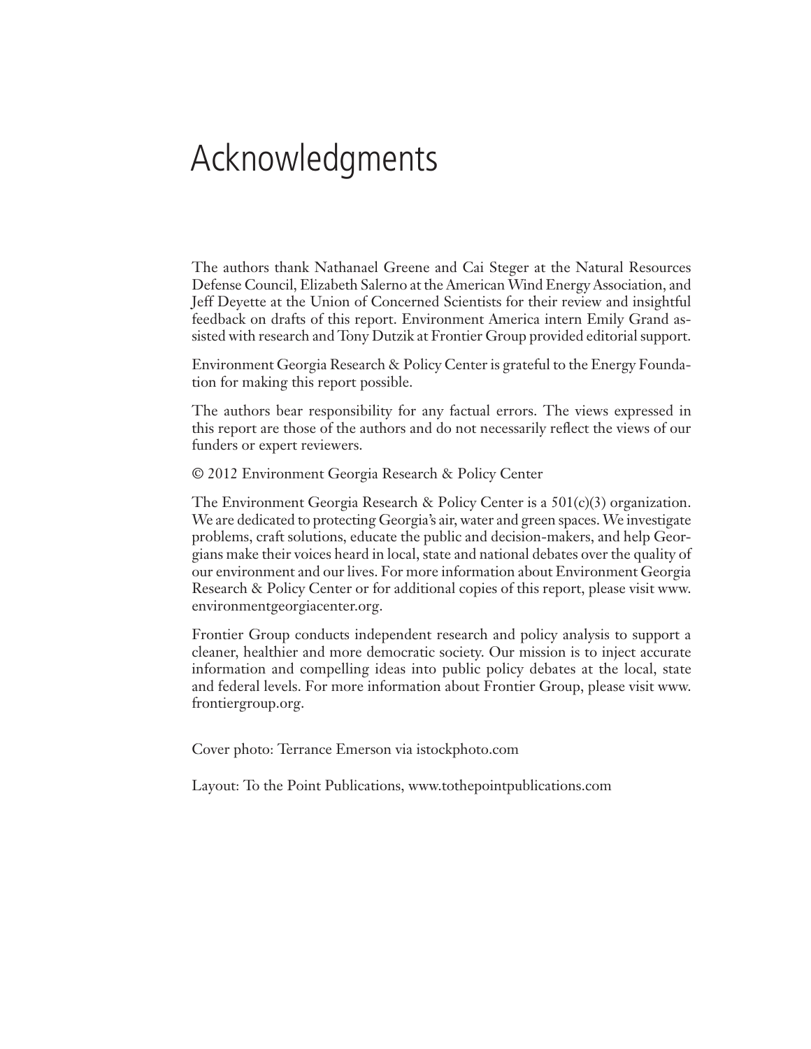# Acknowledgments

The authors thank Nathanael Greene and Cai Steger at the Natural Resources Defense Council, Elizabeth Salerno at the American Wind Energy Association, and Jeff Deyette at the Union of Concerned Scientists for their review and insightful feedback on drafts of this report. Environment America intern Emily Grand assisted with research and Tony Dutzik at Frontier Group provided editorial support.

Environment Georgia Research & Policy Center is grateful to the Energy Foundation for making this report possible.

The authors bear responsibility for any factual errors. The views expressed in this report are those of the authors and do not necessarily reflect the views of our funders or expert reviewers.

© 2012 Environment Georgia Research & Policy Center

The Environment Georgia Research & Policy Center is a 501(c)(3) organization. We are dedicated to protecting Georgia's air, water and green spaces. We investigate problems, craft solutions, educate the public and decision-makers, and help Georgians make their voices heard in local, state and national debates over the quality of our environment and our lives. For more information about Environment Georgia Research & Policy Center or for additional copies of this report, please visit www.environmentgeorgiacenter.org.

Frontier Group conducts independent research and policy analysis to support a cleaner, healthier and more democratic society. Our mission is to inject accurate information and compelling ideas into public policy debates at the local, state and federal levels. For more information about Frontier Group, please visit www.frontiergroup.org.

Cover photo: Terrance Emerson via istockphoto.com

Layout: To the Point Publications, www.tothepointpublications.com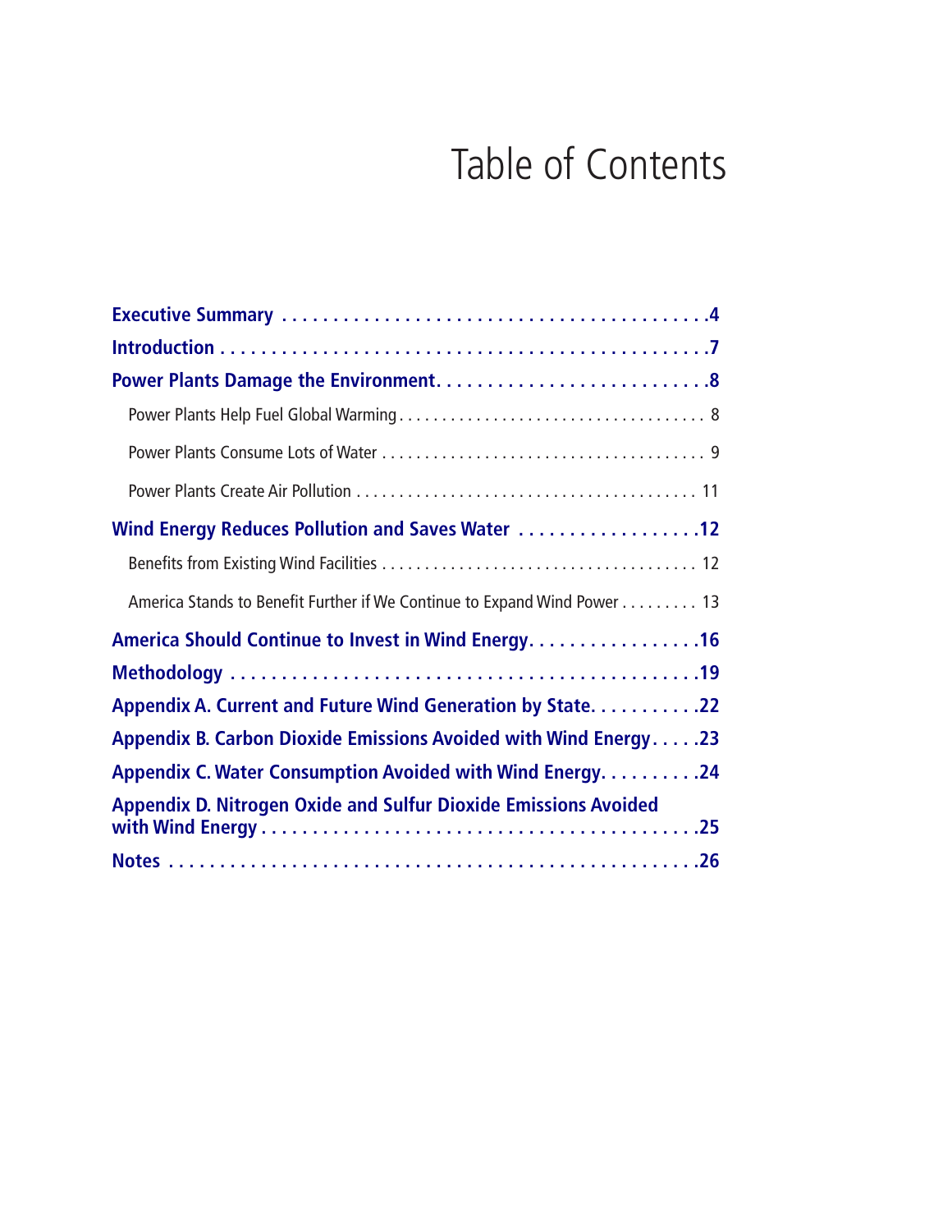# Table of Contents

**Executive Summary** . . . . . . . . . . . . . . . . . . . . . . . . . . . . . . . . . . . . . . . . . . **4**

**Introduction** . . . . . . . . . . . . . . . . . . . . . . . . . . . . . . . . . . . . . . . . . . . . . . . **7**

**Power Plants Damage the Environment** . . . . . . . . . . . . . . . . . . . . . . . . . . . **8**

Power Plants Help Fuel Global Warming . . . . . . . . . . . . . . . . . . . . . . . . . . . . . . . . . . . . 8

Power Plants Consume Lots of Water . . . . . . . . . . . . . . . . . . . . . . . . . . . . . . . . . . . . . 9

Power Plants Create Air Pollution . . . . . . . . . . . . . . . . . . . . . . . . . . . . . . . . . . . . . . . 11

**Wind Energy Reduces Pollution and Saves Water** . . . . . . . . . . . . . . . . . . **12**

Benefits from Existing Wind Facilities . . . . . . . . . . . . . . . . . . . . . . . . . . . . . . . . . . . . 12

America Stands to Benefit Further if We Continue to Expand Wind Power . . . . . . . . . 13

**America Should Continue to Invest in Wind Energy** . . . . . . . . . . . . . . . . . **16**

**Methodology** . . . . . . . . . . . . . . . . . . . . . . . . . . . . . . . . . . . . . . . . . . . . . . . **19**

**Appendix A. Current and Future Wind Generation by State** . . . . . . . . . . . **22**

**Appendix B. Carbon Dioxide Emissions Avoided with Wind Energy** . . . . . **23**

**Appendix C. Water Consumption Avoided with Wind Energy** . . . . . . . . . . **24**

**Appendix D. Nitrogen Oxide and Sulfur Dioxide Emissions Avoided with Wind Energy** . . . . . . . . . . . . . . . . . . . . . . . . . . . . . . . . . . . . . . . . . . . **25**

**Notes** . . . . . . . . . . . . . . . . . . . . . . . . . . . . . . . . . . . . . . . . . . . . . . . . . . . . **26**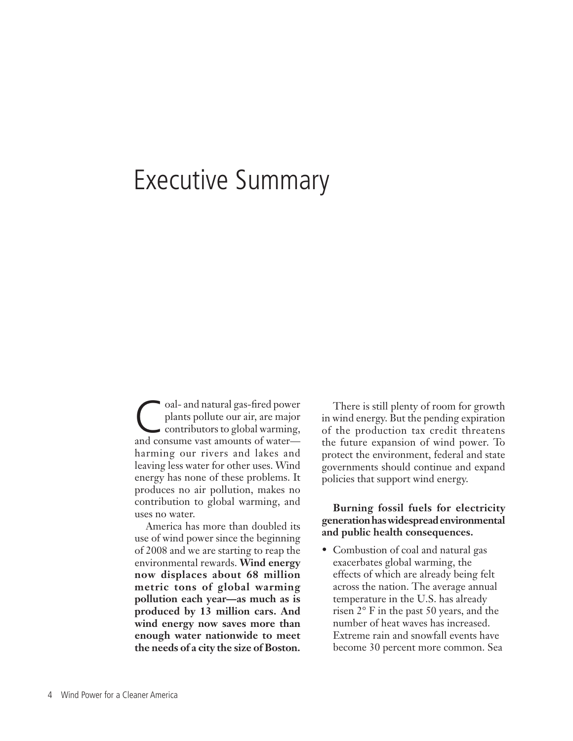# Executive Summary

Coal- and natural gas-fired power plants pollute our air, are major contributors to global warming, and consume vast amounts of water—harming our rivers and lakes and leaving less water for other uses. Wind energy has none of these problems. It produces no air pollution, makes no contribution to global warming, and uses no water.

America has more than doubled its use of wind power since the beginning of 2008 and we are starting to reap the environmental rewards. **Wind energy now displaces about 68 million metric tons of global warming pollution each year—as much as is produced by 13 million cars. And wind energy now saves more than enough water nationwide to meet the needs of a city the size of Boston.**

There is still plenty of room for growth in wind energy. But the pending expiration of the production tax credit threatens the future expansion of wind power. To protect the environment, federal and state governments should continue and expand policies that support wind energy.

**Burning fossil fuels for electricity generation has widespread environmental and public health consequences.**

- Combustion of coal and natural gas exacerbates global warming, the effects of which are already being felt across the nation. The average annual temperature in the U.S. has already risen 2° F in the past 50 years, and the number of heat waves has increased. Extreme rain and snowfall events have become 30 percent more common. Sea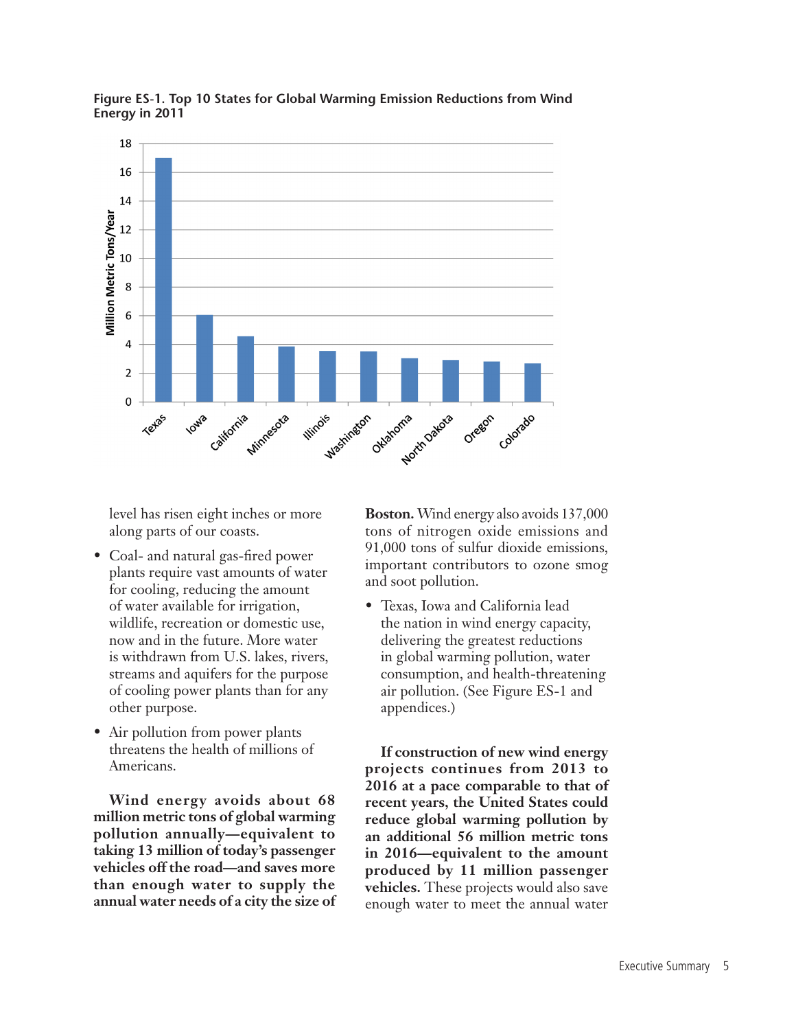**Figure ES-1. Top 10 States for Global Warming Emission Reductions from Wind Energy in 2011**

level has risen eight inches or more along parts of our coasts.

- Coal- and natural gas-fired power plants require vast amounts of water for cooling, reducing the amount of water available for irrigation, wildlife, recreation or domestic use, now and in the future. More water is withdrawn from U.S. lakes, rivers, streams and aquifers for the purpose of cooling power plants than for any other purpose.
- Air pollution from power plants threatens the health of millions of Americans.

**Wind energy avoids about 68 million metric tons of global warming pollution annually—equivalent to taking 13 million of today's passenger vehicles off the road—and saves more than enough water to supply the annual water needs of a city the size of Boston.** Wind energy also avoids 137,000 tons of nitrogen oxide emissions and 91,000 tons of sulfur dioxide emissions, important contributors to ozone smog and soot pollution.

- Texas, Iowa and California lead the nation in wind energy capacity, delivering the greatest reductions in global warming pollution, water consumption, and health-threatening air pollution. (See Figure ES-1 and appendices.)

**If construction of new wind energy projects continues from 2013 to 2016 at a pace comparable to that of recent years, the United States could reduce global warming pollution by an additional 56 million metric tons in 2016—equivalent to the amount produced by 11 million passenger vehicles.** These projects would also save enough water to meet the annual water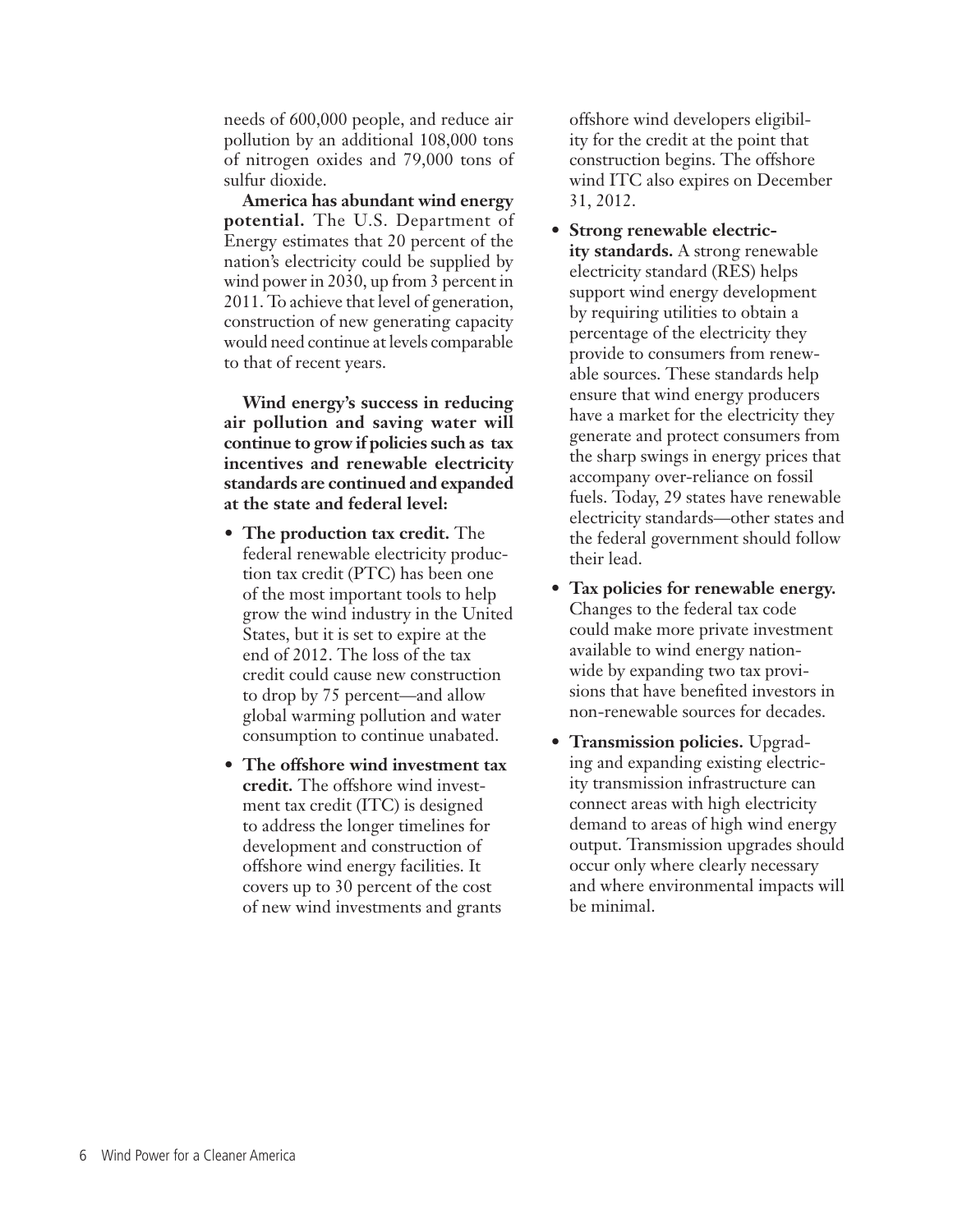needs of 600,000 people, and reduce air pollution by an additional 108,000 tons of nitrogen oxides and 79,000 tons of sulfur dioxide.

**America has abundant wind energy potential.** The U.S. Department of Energy estimates that 20 percent of the nation's electricity could be supplied by wind power in 2030, up from 3 percent in 2011. To achieve that level of generation, construction of new generating capacity would need continue at levels comparable to that of recent years.

**Wind energy's success in reducing air pollution and saving water will continue to grow if policies such as tax incentives and renewable electricity standards are continued and expanded at the state and federal level:**

- **The production tax credit.** The federal renewable electricity production tax credit (PTC) has been one of the most important tools to help grow the wind industry in the United States, but it is set to expire at the end of 2012. The loss of the tax credit could cause new construction to drop by 75 percent—and allow global warming pollution and water consumption to continue unabated.
- **The offshore wind investment tax credit.** The offshore wind investment tax credit (ITC) is designed to address the longer timelines for development and construction of offshore wind energy facilities. It covers up to 30 percent of the cost of new wind investments and grants offshore wind developers eligibility for the credit at the point that construction begins. The offshore wind ITC also expires on December 31, 2012.
- **Strong renewable electricity standards.** A strong renewable electricity standard (RES) helps support wind energy development by requiring utilities to obtain a percentage of the electricity they provide to consumers from renewable sources. These standards help ensure that wind energy producers have a market for the electricity they generate and protect consumers from the sharp swings in energy prices that accompany over-reliance on fossil fuels. Today, 29 states have renewable electricity standards—other states and the federal government should follow their lead.
- **Tax policies for renewable energy.** Changes to the federal tax code could make more private investment available to wind energy nationwide by expanding two tax provisions that have benefited investors in non-renewable sources for decades.
- **Transmission policies.** Upgrading and expanding existing electricity transmission infrastructure can connect areas with high electricity demand to areas of high wind energy output. Transmission upgrades should occur only where clearly necessary and where environmental impacts will be minimal.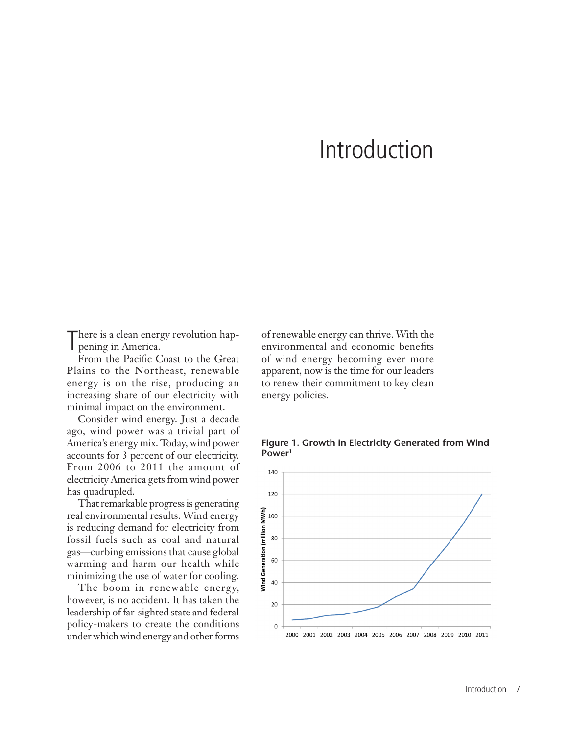# Introduction

There is a clean energy revolution happening in America.

From the Pacific Coast to the Great Plains to the Northeast, renewable energy is on the rise, producing an increasing share of our electricity with minimal impact on the environment.

Consider wind energy. Just a decade ago, wind power was a trivial part of America's energy mix. Today, wind power accounts for 3 percent of our electricity. From 2006 to 2011 the amount of electricity America gets from wind power has quadrupled.

That remarkable progress is generating real environmental results. Wind energy is reducing demand for electricity from fossil fuels such as coal and natural gas—curbing emissions that cause global warming and harm our health while minimizing the use of water for cooling.

The boom in renewable energy, however, is no accident. It has taken the leadership of far-sighted state and federal policy-makers to create the conditions under which wind energy and other forms of renewable energy can thrive. With the environmental and economic benefits of wind energy becoming ever more apparent, now is the time for our leaders to renew their commitment to key clean energy policies.

**Figure 1. Growth in Electricity Generated from Wind Power[1]**

Wind Generation (million MWh)

| Year | 2000 | 2001 | 2002 | 2003 | 2004 | 2005 | 2006 | 2007 | 2008 | 2009 | 2010 | 2011 |
|---|---|---|---|---|---|---|---|---|---|---|---|---|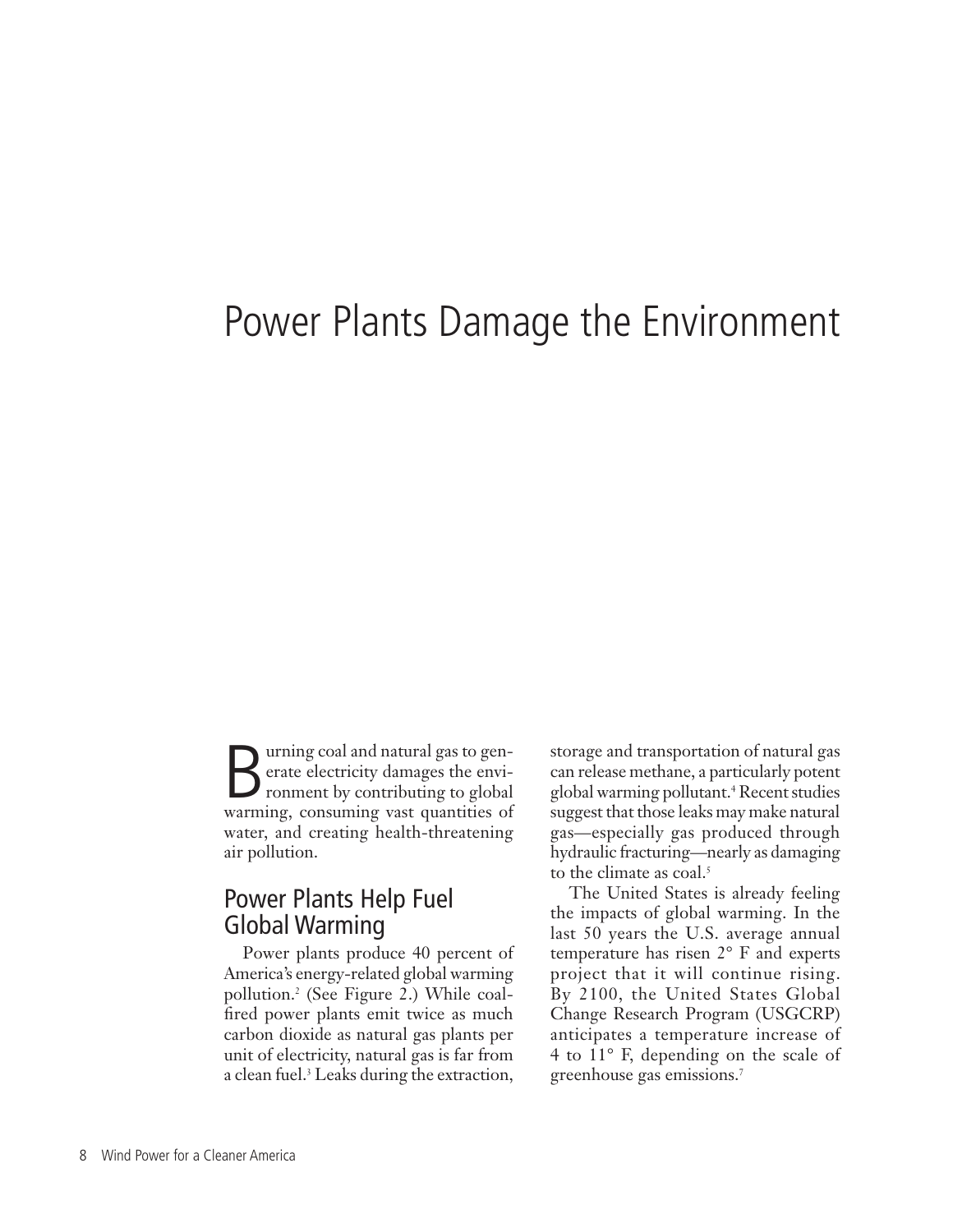# Power Plants Damage the Environment

Burning coal and natural gas to generate electricity damages the environment by contributing to global warming, consuming vast quantities of water, and creating health-threatening air pollution.

## Power Plants Help Fuel Global Warming

Power plants produce 40 percent of America's energy-related global warming pollution.[2] (See Figure 2.) While coal-fired power plants emit twice as much carbon dioxide as natural gas plants per unit of electricity, natural gas is far from a clean fuel.[3] Leaks during the extraction, storage and transportation of natural gas can release methane, a particularly potent global warming pollutant.[4] Recent studies suggest that those leaks may make natural gas—especially gas produced through hydraulic fracturing—nearly as damaging to the climate as coal.[5]

The United States is already feeling the impacts of global warming. In the last 50 years the U.S. average annual temperature has risen 2° F and experts project that it will continue rising. By 2100, the United States Global Change Research Program (USGCRP) anticipates a temperature increase of 4 to 11° F, depending on the scale of greenhouse gas emissions.[7]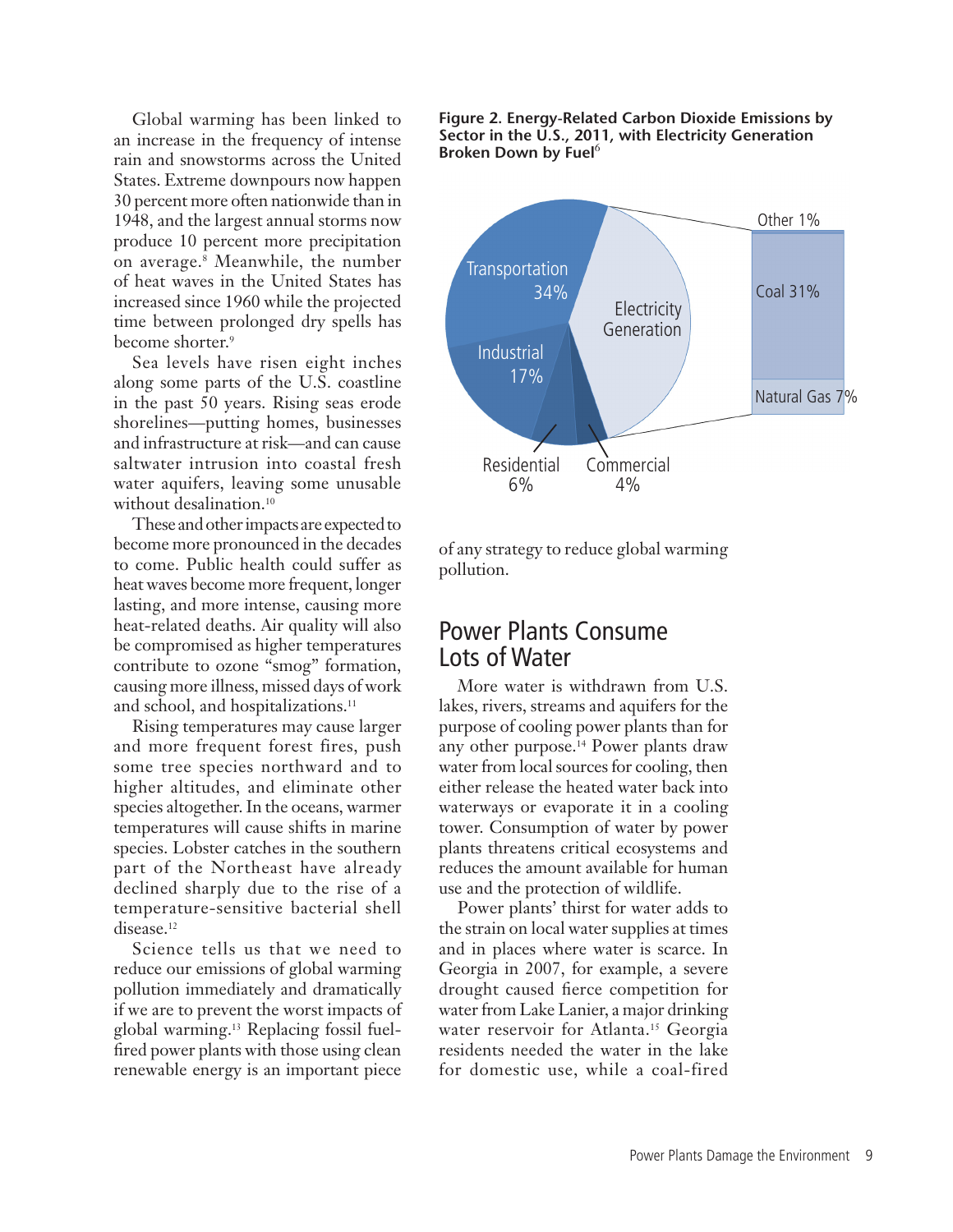Global warming has been linked to an increase in the frequency of intense rain and snowstorms across the United States. Extreme downpours now happen 30 percent more often nationwide than in 1948, and the largest annual storms now produce 10 percent more precipitation on average.[8] Meanwhile, the number of heat waves in the United States has increased since 1960 while the projected time between prolonged dry spells has become shorter.[9]

Sea levels have risen eight inches along some parts of the U.S. coastline in the past 50 years. Rising seas erode shorelines—putting homes, businesses and infrastructure at risk—and can cause saltwater intrusion into coastal fresh water aquifers, leaving some unusable without desalination.[10]

These and other impacts are expected to become more pronounced in the decades to come. Public health could suffer as heat waves become more frequent, longer lasting, and more intense, causing more heat-related deaths. Air quality will also be compromised as higher temperatures contribute to ozone "smog" formation, causing more illness, missed days of work and school, and hospitalizations.[11]

Rising temperatures may cause larger and more frequent forest fires, push some tree species northward and to higher altitudes, and eliminate other species altogether. In the oceans, warmer temperatures will cause shifts in marine species. Lobster catches in the southern part of the Northeast have already declined sharply due to the rise of a temperature-sensitive bacterial shell disease.[12]

Science tells us that we need to reduce our emissions of global warming pollution immediately and dramatically if we are to prevent the worst impacts of global warming.[13] Replacing fossil fuel-fired power plants with those using clean renewable energy is an important piece of any strategy to reduce global warming pollution.

**Figure 2. Energy-Related Carbon Dioxide Emissions by Sector in the U.S., 2011, with Electricity Generation Broken Down by Fuel**[6]

| Sector | Share |
| --- | --- |
| Transportation | 34% |
| Industrial | 17% |
| Residential | 6% |
| Commercial | 4% |
| Electricity Generation: Coal | 31% |
| Electricity Generation: Natural Gas | 7% |
| Electricity Generation: Other | 1% |

## Power Plants Consume Lots of Water

More water is withdrawn from U.S. lakes, rivers, streams and aquifers for the purpose of cooling power plants than for any other purpose.[14] Power plants draw water from local sources for cooling, then either release the heated water back into waterways or evaporate it in a cooling tower. Consumption of water by power plants threatens critical ecosystems and reduces the amount available for human use and the protection of wildlife.

Power plants' thirst for water adds to the strain on local water supplies at times and in places where water is scarce. In Georgia in 2007, for example, a severe drought caused fierce competition for water from Lake Lanier, a major drinking water reservoir for Atlanta.[15] Georgia residents needed the water in the lake for domestic use, while a coal-fired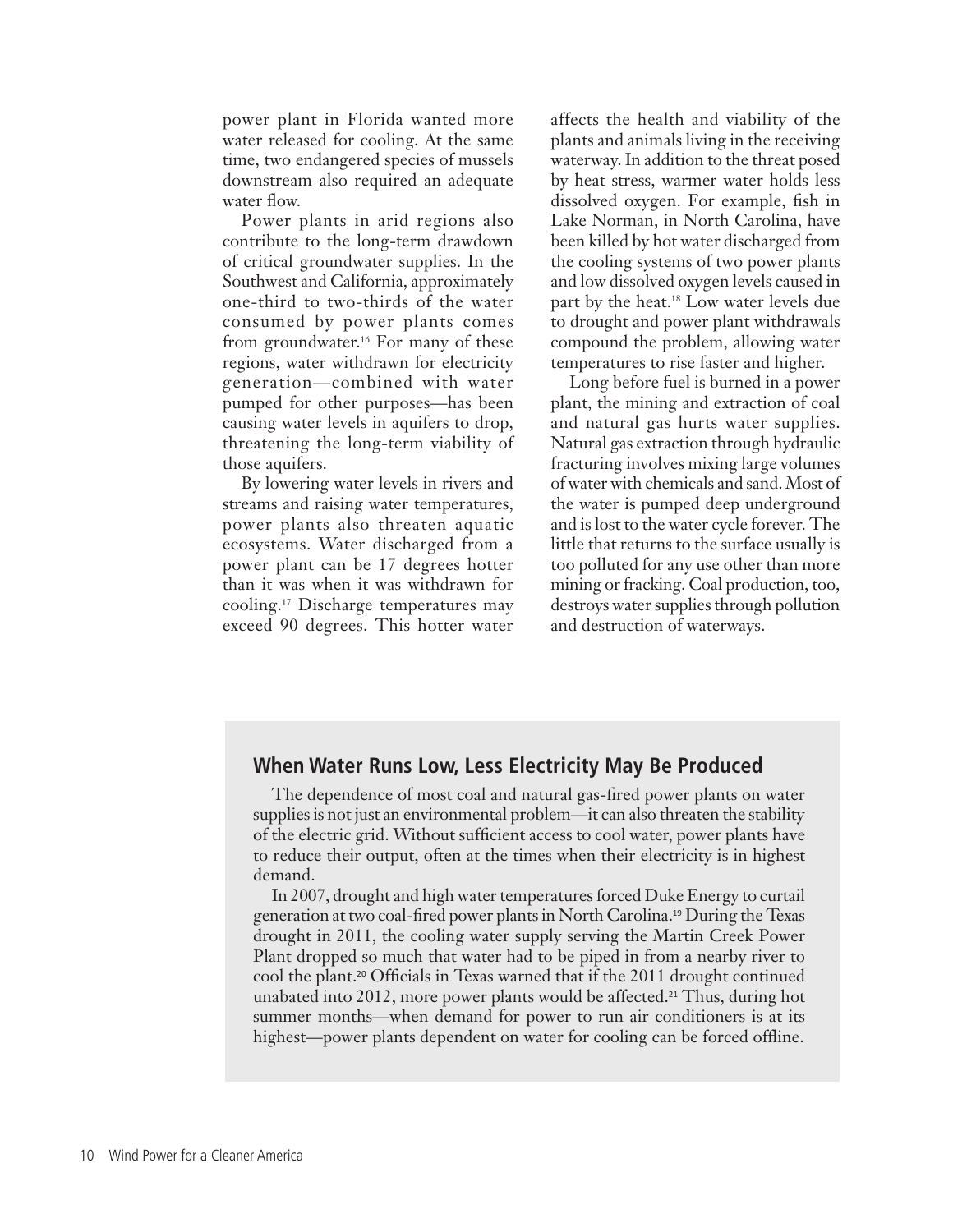power plant in Florida wanted more water released for cooling. At the same time, two endangered species of mussels downstream also required an adequate water flow.

Power plants in arid regions also contribute to the long-term drawdown of critical groundwater supplies. In the Southwest and California, approximately one-third to two-thirds of the water consumed by power plants comes from groundwater.[16] For many of these regions, water withdrawn for electricity generation—combined with water pumped for other purposes—has been causing water levels in aquifers to drop, threatening the long-term viability of those aquifers.

By lowering water levels in rivers and streams and raising water temperatures, power plants also threaten aquatic ecosystems. Water discharged from a power plant can be 17 degrees hotter than it was when it was withdrawn for cooling.[17] Discharge temperatures may exceed 90 degrees. This hotter water affects the health and viability of the plants and animals living in the receiving waterway. In addition to the threat posed by heat stress, warmer water holds less dissolved oxygen. For example, fish in Lake Norman, in North Carolina, have been killed by hot water discharged from the cooling systems of two power plants and low dissolved oxygen levels caused in part by the heat.[18] Low water levels due to drought and power plant withdrawals compound the problem, allowing water temperatures to rise faster and higher.

Long before fuel is burned in a power plant, the mining and extraction of coal and natural gas hurts water supplies. Natural gas extraction through hydraulic fracturing involves mixing large volumes of water with chemicals and sand. Most of the water is pumped deep underground and is lost to the water cycle forever. The little that returns to the surface usually is too polluted for any use other than more mining or fracking. Coal production, too, destroys water supplies through pollution and destruction of waterways.

## When Water Runs Low, Less Electricity May Be Produced

The dependence of most coal and natural gas-fired power plants on water supplies is not just an environmental problem—it can also threaten the stability of the electric grid. Without sufficient access to cool water, power plants have to reduce their output, often at the times when their electricity is in highest demand.

In 2007, drought and high water temperatures forced Duke Energy to curtail generation at two coal-fired power plants in North Carolina.[19] During the Texas drought in 2011, the cooling water supply serving the Martin Creek Power Plant dropped so much that water had to be piped in from a nearby river to cool the plant.[20] Officials in Texas warned that if the 2011 drought continued unabated into 2012, more power plants would be affected.[21] Thus, during hot summer months—when demand for power to run air conditioners is at its highest—power plants dependent on water for cooling can be forced offline.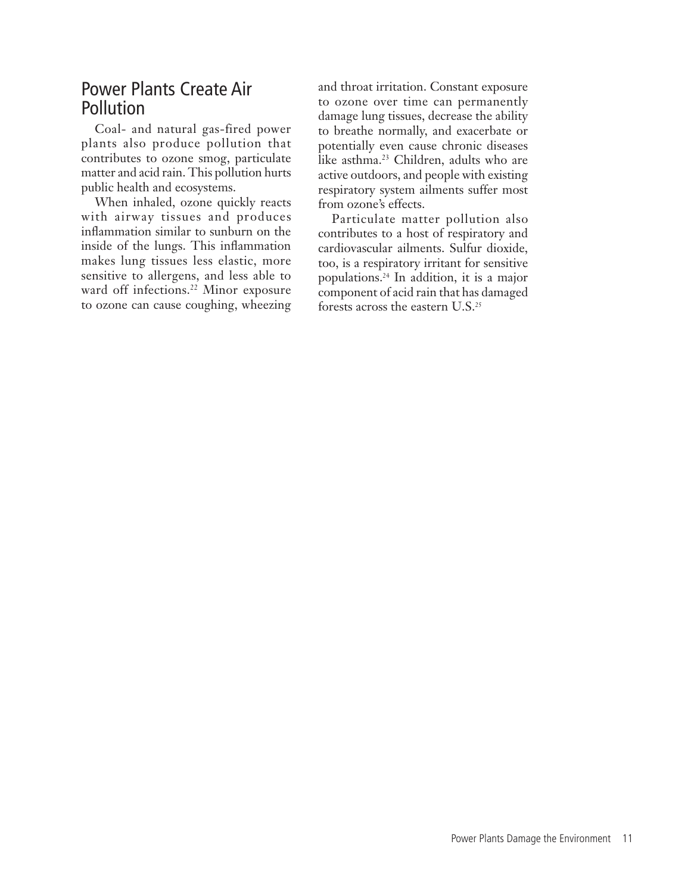## Power Plants Create Air Pollution

Coal- and natural gas-fired power plants also produce pollution that contributes to ozone smog, particulate matter and acid rain. This pollution hurts public health and ecosystems.

When inhaled, ozone quickly reacts with airway tissues and produces inflammation similar to sunburn on the inside of the lungs. This inflammation makes lung tissues less elastic, more sensitive to allergens, and less able to ward off infections.[22] Minor exposure to ozone can cause coughing, wheezing and throat irritation. Constant exposure to ozone over time can permanently damage lung tissues, decrease the ability to breathe normally, and exacerbate or potentially even cause chronic diseases like asthma.[23] Children, adults who are active outdoors, and people with existing respiratory system ailments suffer most from ozone's effects.

Particulate matter pollution also contributes to a host of respiratory and cardiovascular ailments. Sulfur dioxide, too, is a respiratory irritant for sensitive populations.[24] In addition, it is a major component of acid rain that has damaged forests across the eastern U.S.[25]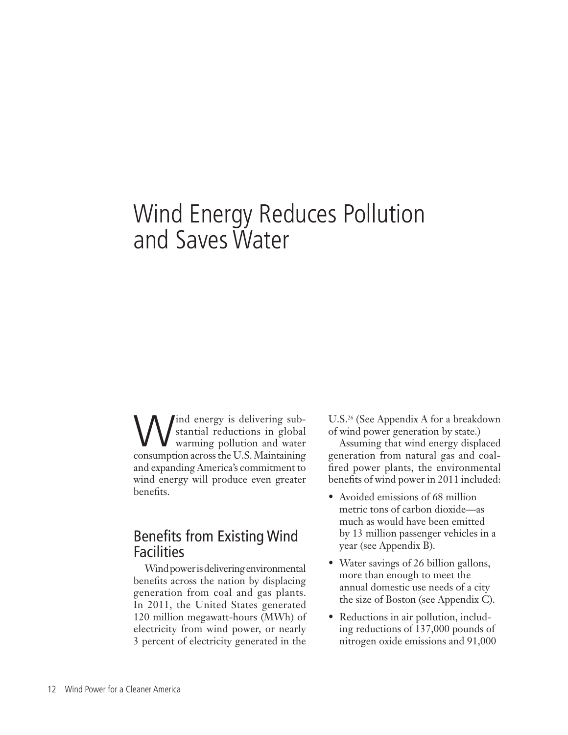# Wind Energy Reduces Pollution and Saves Water

Wind energy is delivering substantial reductions in global warming pollution and water consumption across the U.S. Maintaining and expanding America's commitment to wind energy will produce even greater benefits.

## Benefits from Existing Wind Facilities

Wind power is delivering environmental benefits across the nation by displacing generation from coal and gas plants. In 2011, the United States generated 120 million megawatt-hours (MWh) of electricity from wind power, or nearly 3 percent of electricity generated in the U.S.[26] (See Appendix A for a breakdown of wind power generation by state.)

Assuming that wind energy displaced generation from natural gas and coal-fired power plants, the environmental benefits of wind power in 2011 included:

- Avoided emissions of 68 million metric tons of carbon dioxide—as much as would have been emitted by 13 million passenger vehicles in a year (see Appendix B).
- Water savings of 26 billion gallons, more than enough to meet the annual domestic use needs of a city the size of Boston (see Appendix C).
- Reductions in air pollution, including reductions of 137,000 pounds of nitrogen oxide emissions and 91,000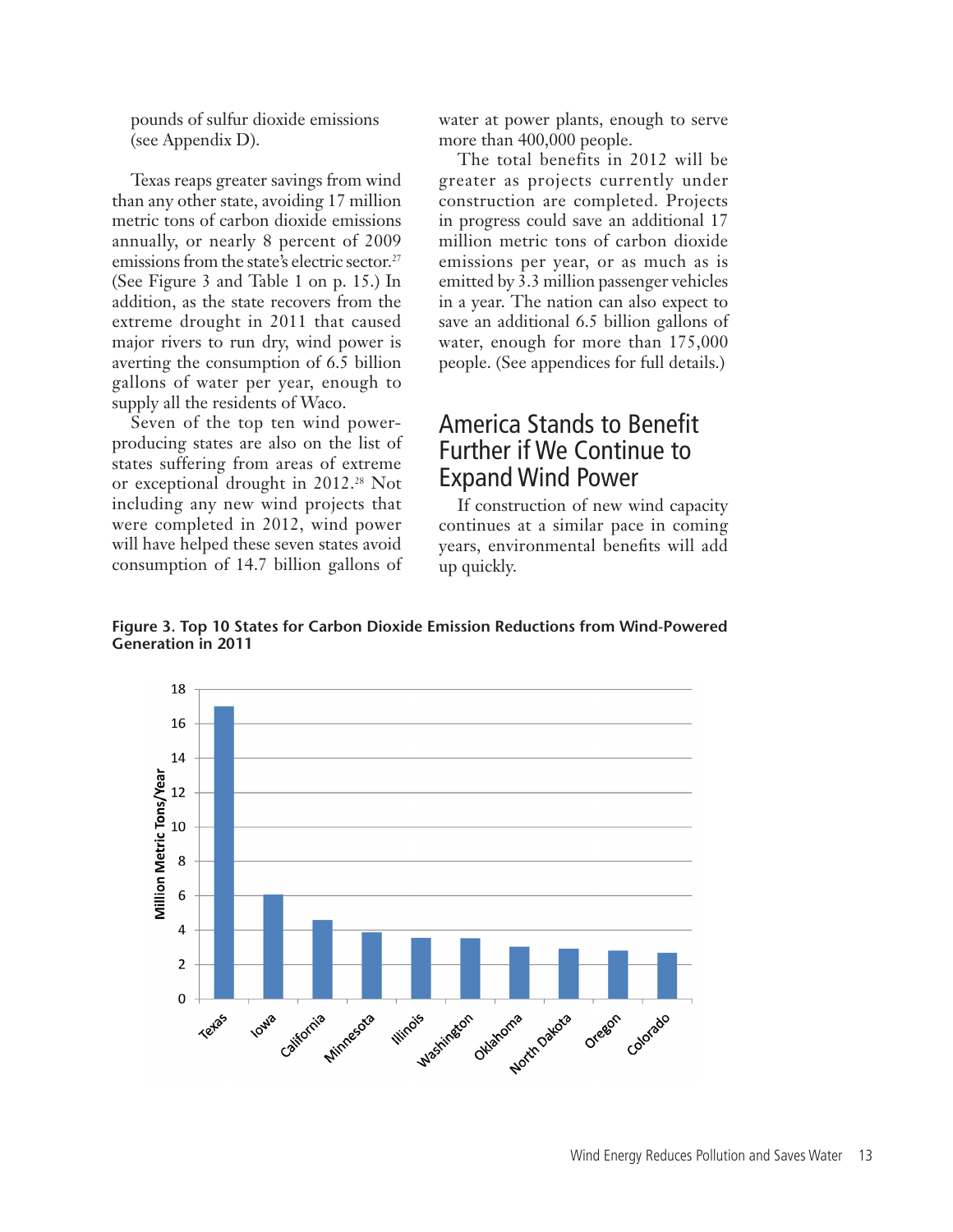pounds of sulfur dioxide emissions (see Appendix D).

Texas reaps greater savings from wind than any other state, avoiding 17 million metric tons of carbon dioxide emissions annually, or nearly 8 percent of 2009 emissions from the state's electric sector.[27] (See Figure 3 and Table 1 on p. 15.) In addition, as the state recovers from the extreme drought in 2011 that caused major rivers to run dry, wind power is averting the consumption of 6.5 billion gallons of water per year, enough to supply all the residents of Waco.

Seven of the top ten wind power-producing states are also on the list of states suffering from areas of extreme or exceptional drought in 2012.[28] Not including any new wind projects that were completed in 2012, wind power will have helped these seven states avoid consumption of 14.7 billion gallons of water at power plants, enough to serve more than 400,000 people.

The total benefits in 2012 will be greater as projects currently under construction are completed. Projects in progress could save an additional 17 million metric tons of carbon dioxide emissions per year, or as much as is emitted by 3.3 million passenger vehicles in a year. The nation can also expect to save an additional 6.5 billion gallons of water, enough for more than 175,000 people. (See appendices for full details.)

## America Stands to Benefit Further if We Continue to Expand Wind Power

If construction of new wind capacity continues at a similar pace in coming years, environmental benefits will add up quickly.

**Figure 3. Top 10 States for Carbon Dioxide Emission Reductions from Wind-Powered Generation in 2011**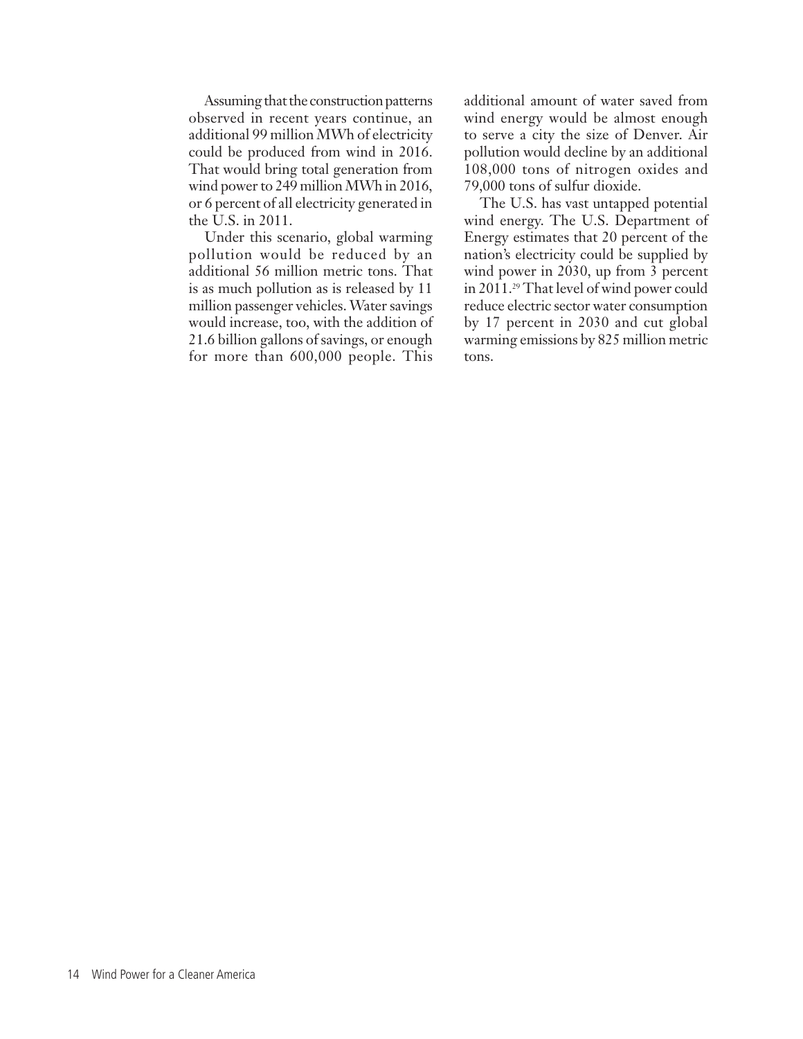Assuming that the construction patterns observed in recent years continue, an additional 99 million MWh of electricity could be produced from wind in 2016. That would bring total generation from wind power to 249 million MWh in 2016, or 6 percent of all electricity generated in the U.S. in 2011.

Under this scenario, global warming pollution would be reduced by an additional 56 million metric tons. That is as much pollution as is released by 11 million passenger vehicles. Water savings would increase, too, with the addition of 21.6 billion gallons of savings, or enough for more than 600,000 people. This additional amount of water saved from wind energy would be almost enough to serve a city the size of Denver. Air pollution would decline by an additional 108,000 tons of nitrogen oxides and 79,000 tons of sulfur dioxide.

The U.S. has vast untapped potential wind energy. The U.S. Department of Energy estimates that 20 percent of the nation's electricity could be supplied by wind power in 2030, up from 3 percent in 2011.[29] That level of wind power could reduce electric sector water consumption by 17 percent in 2030 and cut global warming emissions by 825 million metric tons.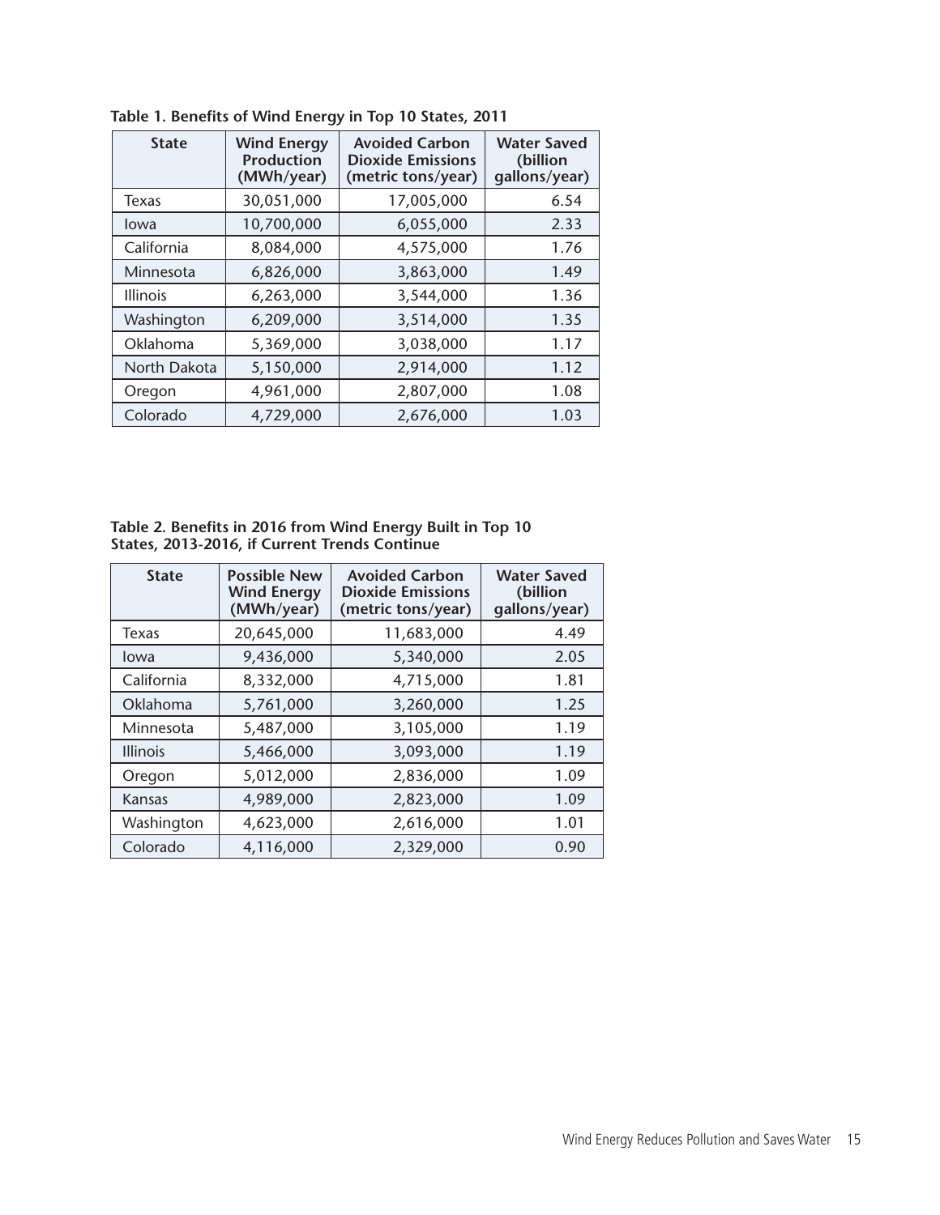**Table 1. Benefits of Wind Energy in Top 10 States, 2011**

| State | Wind Energy Production (MWh/year) | Avoided Carbon Dioxide Emissions (metric tons/year) | Water Saved (billion gallons/year) |
|---|---|---|---|
| Texas | 30,051,000 | 17,005,000 | 6.54 |
| Iowa | 10,700,000 | 6,055,000 | 2.33 |
| California | 8,084,000 | 4,575,000 | 1.76 |
| Minnesota | 6,826,000 | 3,863,000 | 1.49 |
| Illinois | 6,263,000 | 3,544,000 | 1.36 |
| Washington | 6,209,000 | 3,514,000 | 1.35 |
| Oklahoma | 5,369,000 | 3,038,000 | 1.17 |
| North Dakota | 5,150,000 | 2,914,000 | 1.12 |
| Oregon | 4,961,000 | 2,807,000 | 1.08 |
| Colorado | 4,729,000 | 2,676,000 | 1.03 |

**Table 2. Benefits in 2016 from Wind Energy Built in Top 10 States, 2013-2016, if Current Trends Continue**

| State | Possible New Wind Energy (MWh/year) | Avoided Carbon Dioxide Emissions (metric tons/year) | Water Saved (billion gallons/year) |
|---|---|---|---|
| Texas | 20,645,000 | 11,683,000 | 4.49 |
| Iowa | 9,436,000 | 5,340,000 | 2.05 |
| California | 8,332,000 | 4,715,000 | 1.81 |
| Oklahoma | 5,761,000 | 3,260,000 | 1.25 |
| Minnesota | 5,487,000 | 3,105,000 | 1.19 |
| Illinois | 5,466,000 | 3,093,000 | 1.19 |
| Oregon | 5,012,000 | 2,836,000 | 1.09 |
| Kansas | 4,989,000 | 2,823,000 | 1.09 |
| Washington | 4,623,000 | 2,616,000 | 1.01 |
| Colorado | 4,116,000 | 2,329,000 | 0.90 |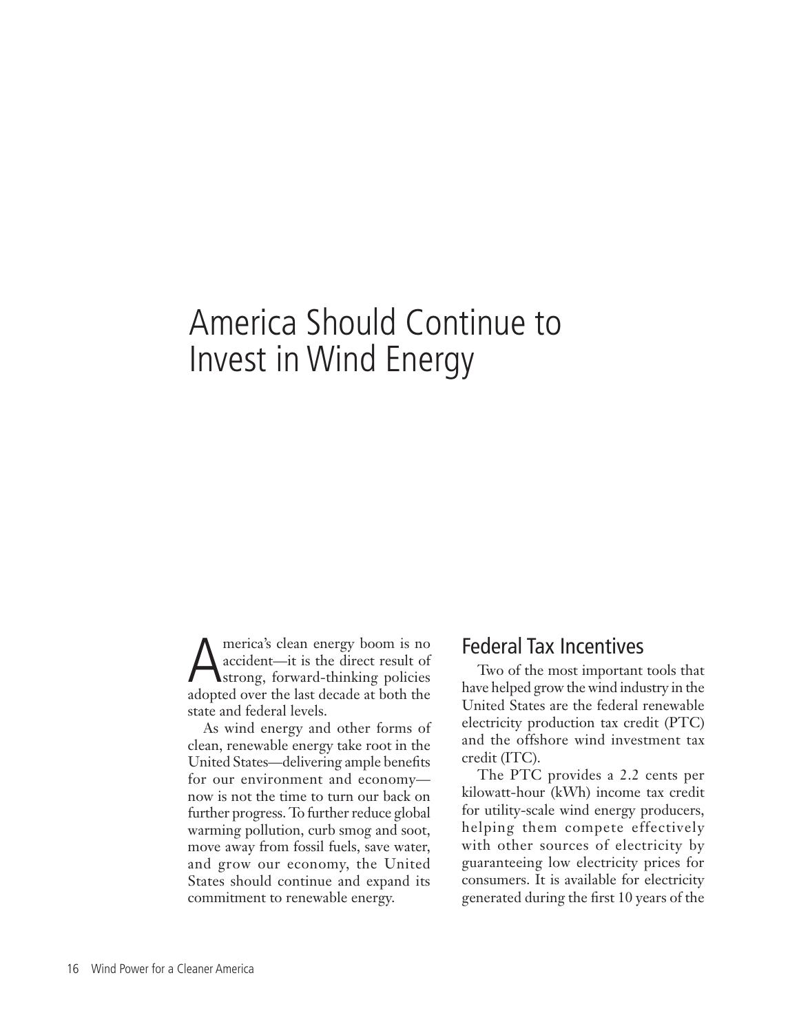# America Should Continue to Invest in Wind Energy

America's clean energy boom is no accident—it is the direct result of strong, forward-thinking policies adopted over the last decade at both the state and federal levels.

As wind energy and other forms of clean, renewable energy take root in the United States—delivering ample benefits for our environment and economy—now is not the time to turn our back on further progress. To further reduce global warming pollution, curb smog and soot, move away from fossil fuels, save water, and grow our economy, the United States should continue and expand its commitment to renewable energy.

## Federal Tax Incentives

Two of the most important tools that have helped grow the wind industry in the United States are the federal renewable electricity production tax credit (PTC) and the offshore wind investment tax credit (ITC).

The PTC provides a 2.2 cents per kilowatt-hour (kWh) income tax credit for utility-scale wind energy producers, helping them compete effectively with other sources of electricity by guaranteeing low electricity prices for consumers. It is available for electricity generated during the first 10 years of the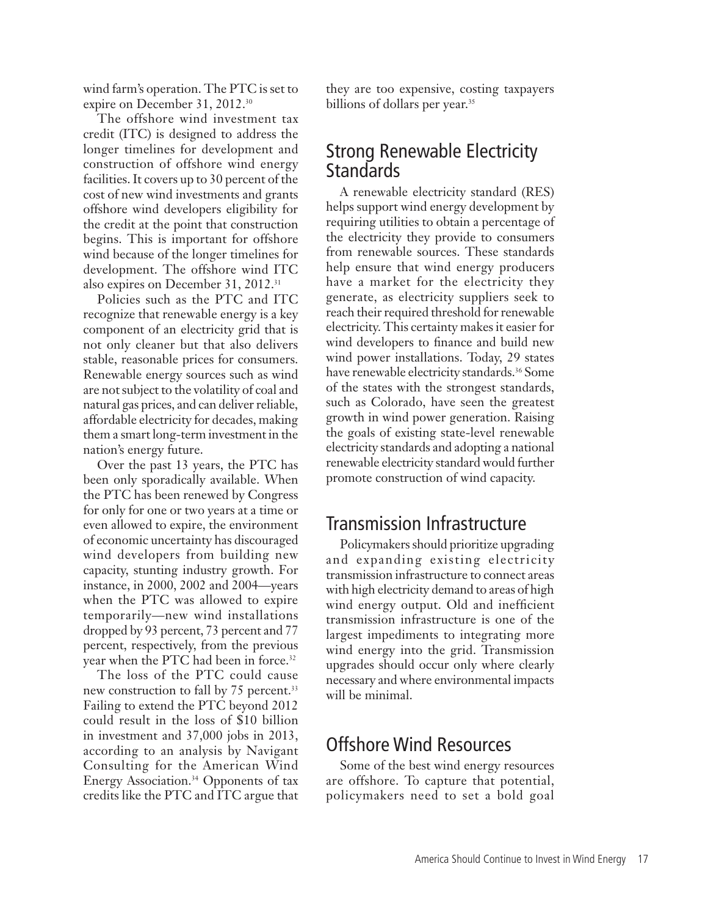wind farm's operation. The PTC is set to expire on December 31, 2012.[30]

The offshore wind investment tax credit (ITC) is designed to address the longer timelines for development and construction of offshore wind energy facilities. It covers up to 30 percent of the cost of new wind investments and grants offshore wind developers eligibility for the credit at the point that construction begins. This is important for offshore wind because of the longer timelines for development. The offshore wind ITC also expires on December 31, 2012.[31]

Policies such as the PTC and ITC recognize that renewable energy is a key component of an electricity grid that is not only cleaner but that also delivers stable, reasonable prices for consumers. Renewable energy sources such as wind are not subject to the volatility of coal and natural gas prices, and can deliver reliable, affordable electricity for decades, making them a smart long-term investment in the nation's energy future.

Over the past 13 years, the PTC has been only sporadically available. When the PTC has been renewed by Congress for only for one or two years at a time or even allowed to expire, the environment of economic uncertainty has discouraged wind developers from building new capacity, stunting industry growth. For instance, in 2000, 2002 and 2004—years when the PTC was allowed to expire temporarily—new wind installations dropped by 93 percent, 73 percent and 77 percent, respectively, from the previous year when the PTC had been in force.[32]

The loss of the PTC could cause new construction to fall by 75 percent.[33] Failing to extend the PTC beyond 2012 could result in the loss of $10 billion in investment and 37,000 jobs in 2013, according to an analysis by Navigant Consulting for the American Wind Energy Association.[34] Opponents of tax credits like the PTC and ITC argue that they are too expensive, costing taxpayers billions of dollars per year.[35]

## Strong Renewable Electricity Standards

A renewable electricity standard (RES) helps support wind energy development by requiring utilities to obtain a percentage of the electricity they provide to consumers from renewable sources. These standards help ensure that wind energy producers have a market for the electricity they generate, as electricity suppliers seek to reach their required threshold for renewable electricity. This certainty makes it easier for wind developers to finance and build new wind power installations. Today, 29 states have renewable electricity standards.[36] Some of the states with the strongest standards, such as Colorado, have seen the greatest growth in wind power generation. Raising the goals of existing state-level renewable electricity standards and adopting a national renewable electricity standard would further promote construction of wind capacity.

## Transmission Infrastructure

Policymakers should prioritize upgrading and expanding existing electricity transmission infrastructure to connect areas with high electricity demand to areas of high wind energy output. Old and inefficient transmission infrastructure is one of the largest impediments to integrating more wind energy into the grid. Transmission upgrades should occur only where clearly necessary and where environmental impacts will be minimal.

## Offshore Wind Resources

Some of the best wind energy resources are offshore. To capture that potential, policymakers need to set a bold goal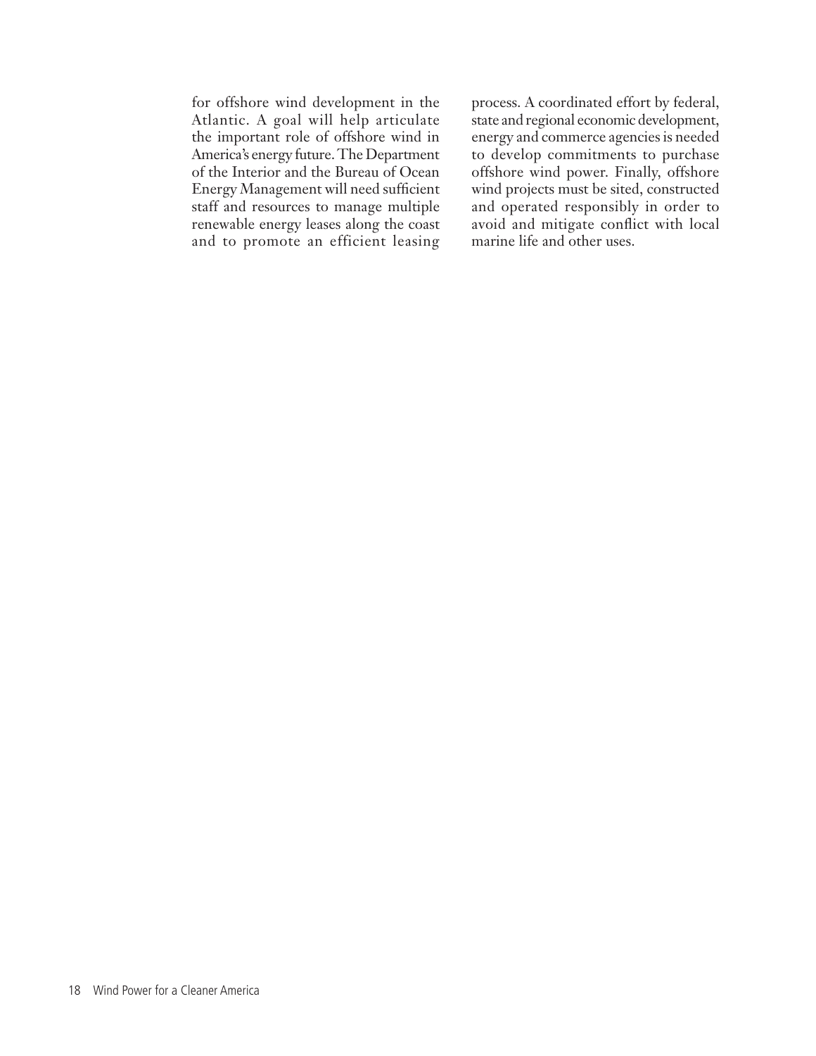for offshore wind development in the Atlantic. A goal will help articulate the important role of offshore wind in America's energy future. The Department of the Interior and the Bureau of Ocean Energy Management will need sufficient staff and resources to manage multiple renewable energy leases along the coast and to promote an efficient leasing process. A coordinated effort by federal, state and regional economic development, energy and commerce agencies is needed to develop commitments to purchase offshore wind power. Finally, offshore wind projects must be sited, constructed and operated responsibly in order to avoid and mitigate conflict with local marine life and other uses.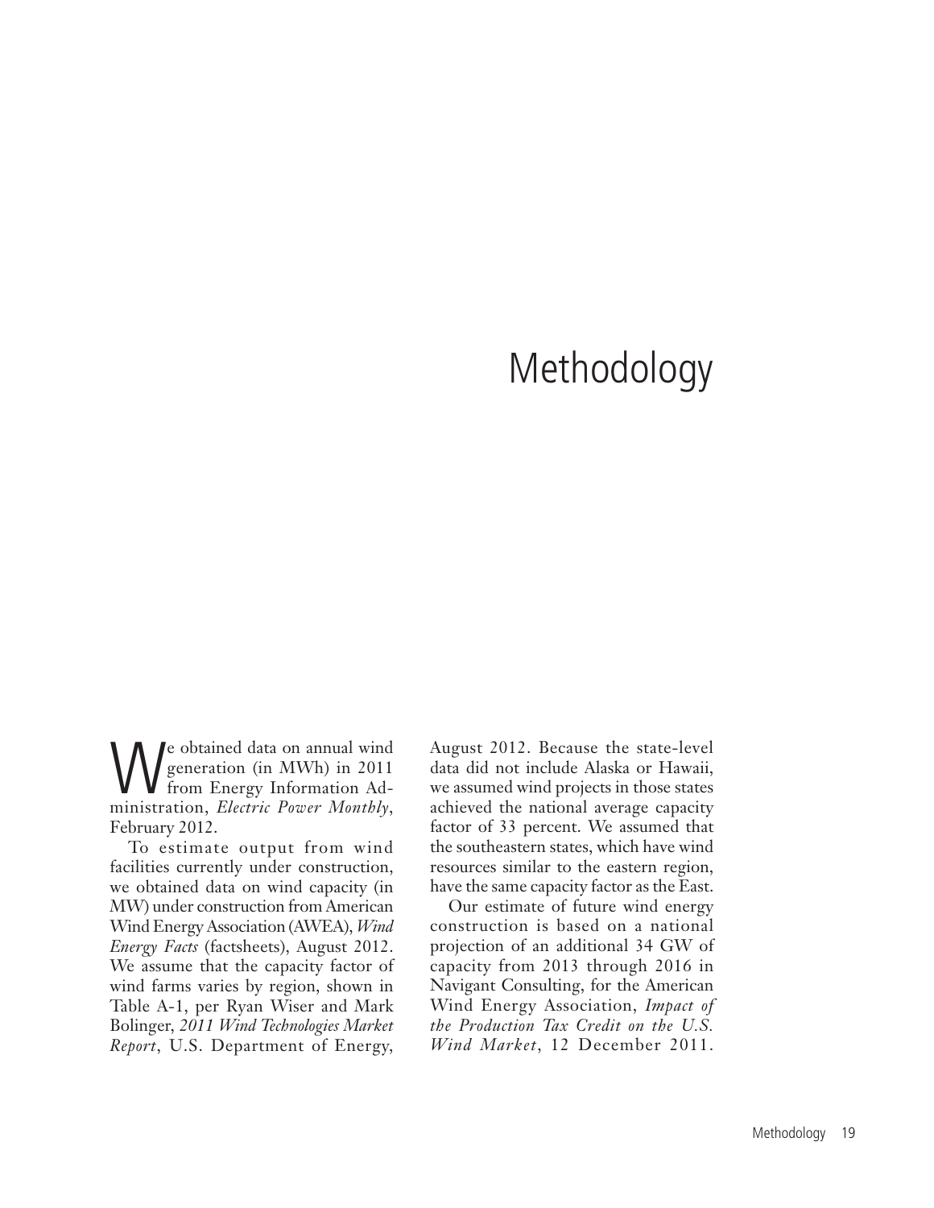# Methodology

We obtained data on annual wind generation (in MWh) in 2011 from Energy Information Administration, *Electric Power Monthly*, February 2012.

To estimate output from wind facilities currently under construction, we obtained data on wind capacity (in MW) under construction from American Wind Energy Association (AWEA), *Wind Energy Facts* (factsheets), August 2012. We assume that the capacity factor of wind farms varies by region, shown in Table A-1, per Ryan Wiser and Mark Bolinger, *2011 Wind Technologies Market Report*, U.S. Department of Energy, August 2012. Because the state-level data did not include Alaska or Hawaii, we assumed wind projects in those states achieved the national average capacity factor of 33 percent. We assumed that the southeastern states, which have wind resources similar to the eastern region, have the same capacity factor as the East.

Our estimate of future wind energy construction is based on a national projection of an additional 34 GW of capacity from 2013 through 2016 in Navigant Consulting, for the American Wind Energy Association, *Impact of the Production Tax Credit on the U.S. Wind Market*, 12 December 2011.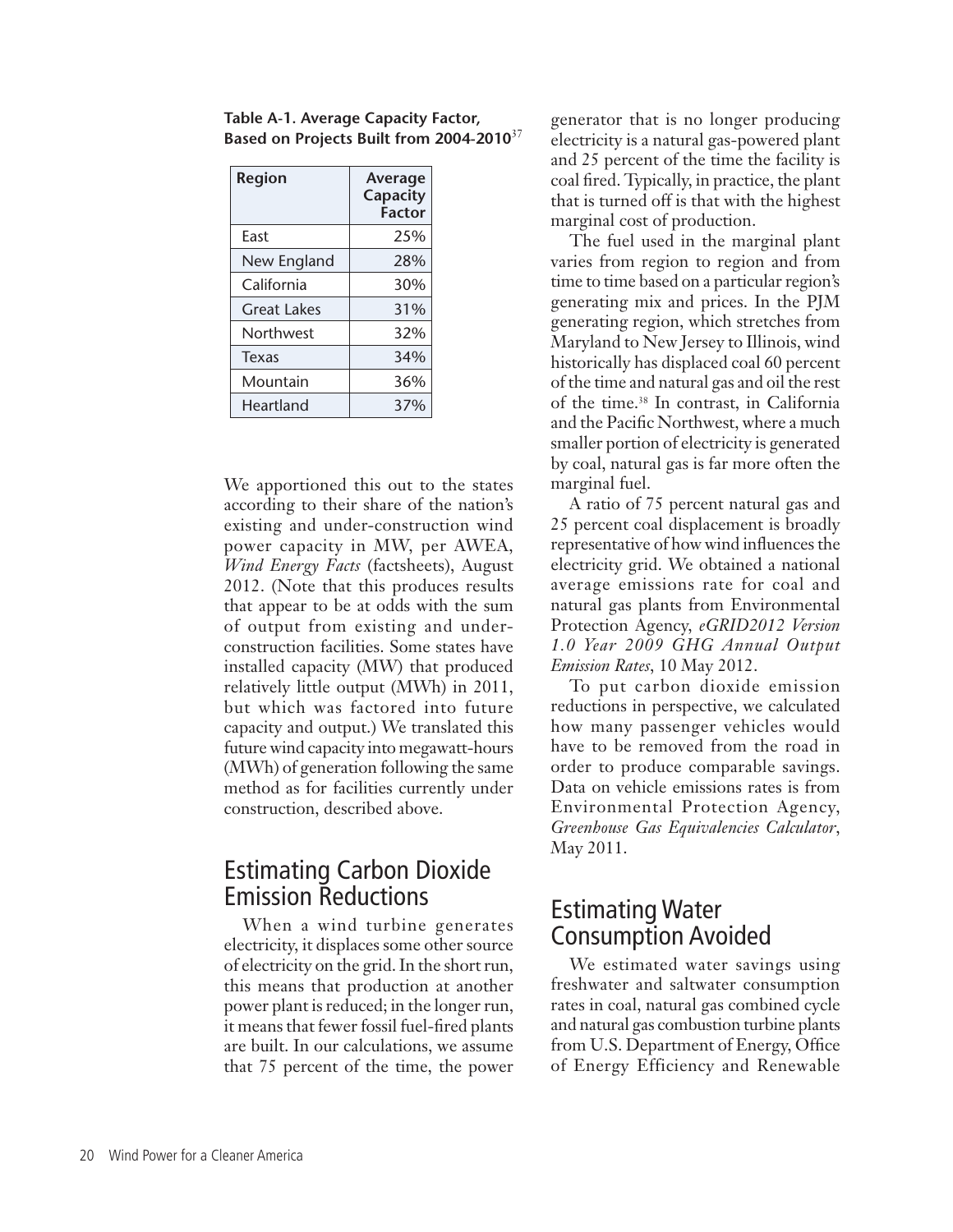**Table A-1. Average Capacity Factor, Based on Projects Built from 2004-2010**[37]

| Region | Average Capacity Factor |
|---|---|
| East | 25% |
| New England | 28% |
| California | 30% |
| Great Lakes | 31% |
| Northwest | 32% |
| Texas | 34% |
| Mountain | 36% |
| Heartland | 37% |

We apportioned this out to the states according to their share of the nation's existing and under-construction wind power capacity in MW, per AWEA, *Wind Energy Facts* (factsheets), August 2012. (Note that this produces results that appear to be at odds with the sum of output from existing and under-construction facilities. Some states have installed capacity (MW) that produced relatively little output (MWh) in 2011, but which was factored into future capacity and output.) We translated this future wind capacity into megawatt-hours (MWh) of generation following the same method as for facilities currently under construction, described above.

## Estimating Carbon Dioxide Emission Reductions

When a wind turbine generates electricity, it displaces some other source of electricity on the grid. In the short run, this means that production at another power plant is reduced; in the longer run, it means that fewer fossil fuel-fired plants are built. In our calculations, we assume that 75 percent of the time, the power generator that is no longer producing electricity is a natural gas-powered plant and 25 percent of the time the facility is coal fired. Typically, in practice, the plant that is turned off is that with the highest marginal cost of production.

The fuel used in the marginal plant varies from region to region and from time to time based on a particular region's generating mix and prices. In the PJM generating region, which stretches from Maryland to New Jersey to Illinois, wind historically has displaced coal 60 percent of the time and natural gas and oil the rest of the time.[38] In contrast, in California and the Pacific Northwest, where a much smaller portion of electricity is generated by coal, natural gas is far more often the marginal fuel.

A ratio of 75 percent natural gas and 25 percent coal displacement is broadly representative of how wind influences the electricity grid. We obtained a national average emissions rate for coal and natural gas plants from Environmental Protection Agency, *eGRID2012 Version 1.0 Year 2009 GHG Annual Output Emission Rates*, 10 May 2012.

To put carbon dioxide emission reductions in perspective, we calculated how many passenger vehicles would have to be removed from the road in order to produce comparable savings. Data on vehicle emissions rates is from Environmental Protection Agency, *Greenhouse Gas Equivalencies Calculator*, May 2011.

## Estimating Water Consumption Avoided

We estimated water savings using freshwater and saltwater consumption rates in coal, natural gas combined cycle and natural gas combustion turbine plants from U.S. Department of Energy, Office of Energy Efficiency and Renewable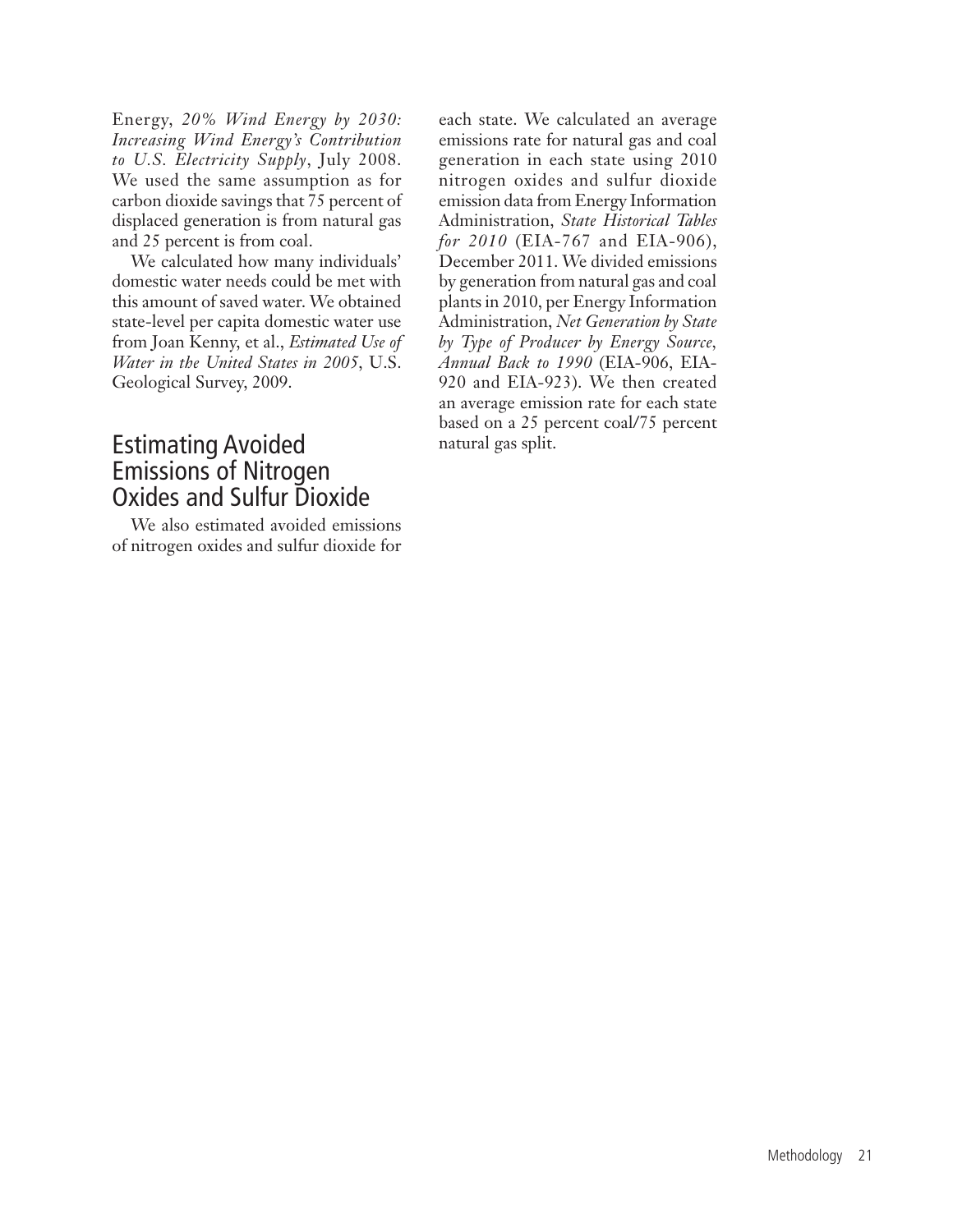Energy, *20% Wind Energy by 2030: Increasing Wind Energy's Contribution to U.S. Electricity Supply*, July 2008. We used the same assumption as for carbon dioxide savings that 75 percent of displaced generation is from natural gas and 25 percent is from coal.

We calculated how many individuals' domestic water needs could be met with this amount of saved water. We obtained state-level per capita domestic water use from Joan Kenny, et al., *Estimated Use of Water in the United States in 2005*, U.S. Geological Survey, 2009.

## Estimating Avoided Emissions of Nitrogen Oxides and Sulfur Dioxide

We also estimated avoided emissions of nitrogen oxides and sulfur dioxide for each state. We calculated an average emissions rate for natural gas and coal generation in each state using 2010 nitrogen oxides and sulfur dioxide emission data from Energy Information Administration, *State Historical Tables for 2010* (EIA-767 and EIA-906), December 2011. We divided emissions by generation from natural gas and coal plants in 2010, per Energy Information Administration, *Net Generation by State by Type of Producer by Energy Source, Annual Back to 1990* (EIA-906, EIA-920 and EIA-923). We then created an average emission rate for each state based on a 25 percent coal/75 percent natural gas split.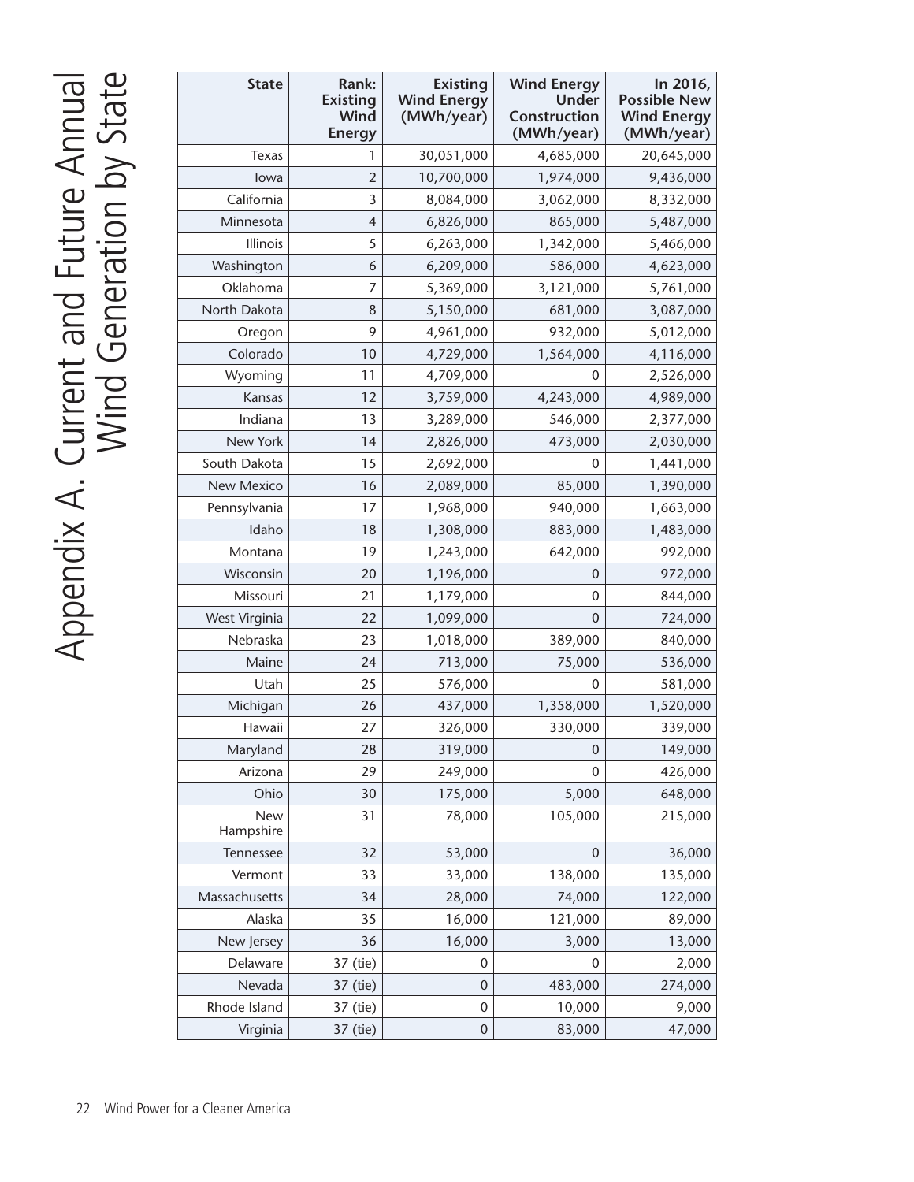# Appendix A. Current and Future Annual Wind Generation by State

| State | Rank: Existing Wind Energy | Existing Wind Energy (MWh/year) | Wind Energy Under Construction (MWh/year) | In 2016, Possible New Wind Energy (MWh/year) |
|---|---|---|---|---|
| Texas | 1 | 30,051,000 | 4,685,000 | 20,645,000 |
| Iowa | 2 | 10,700,000 | 1,974,000 | 9,436,000 |
| California | 3 | 8,084,000 | 3,062,000 | 8,332,000 |
| Minnesota | 4 | 6,826,000 | 865,000 | 5,487,000 |
| Illinois | 5 | 6,263,000 | 1,342,000 | 5,466,000 |
| Washington | 6 | 6,209,000 | 586,000 | 4,623,000 |
| Oklahoma | 7 | 5,369,000 | 3,121,000 | 5,761,000 |
| North Dakota | 8 | 5,150,000 | 681,000 | 3,087,000 |
| Oregon | 9 | 4,961,000 | 932,000 | 5,012,000 |
| Colorado | 10 | 4,729,000 | 1,564,000 | 4,116,000 |
| Wyoming | 11 | 4,709,000 | 0 | 2,526,000 |
| Kansas | 12 | 3,759,000 | 4,243,000 | 4,989,000 |
| Indiana | 13 | 3,289,000 | 546,000 | 2,377,000 |
| New York | 14 | 2,826,000 | 473,000 | 2,030,000 |
| South Dakota | 15 | 2,692,000 | 0 | 1,441,000 |
| New Mexico | 16 | 2,089,000 | 85,000 | 1,390,000 |
| Pennsylvania | 17 | 1,968,000 | 940,000 | 1,663,000 |
| Idaho | 18 | 1,308,000 | 883,000 | 1,483,000 |
| Montana | 19 | 1,243,000 | 642,000 | 992,000 |
| Wisconsin | 20 | 1,196,000 | 0 | 972,000 |
| Missouri | 21 | 1,179,000 | 0 | 844,000 |
| West Virginia | 22 | 1,099,000 | 0 | 724,000 |
| Nebraska | 23 | 1,018,000 | 389,000 | 840,000 |
| Maine | 24 | 713,000 | 75,000 | 536,000 |
| Utah | 25 | 576,000 | 0 | 581,000 |
| Michigan | 26 | 437,000 | 1,358,000 | 1,520,000 |
| Hawaii | 27 | 326,000 | 330,000 | 339,000 |
| Maryland | 28 | 319,000 | 0 | 149,000 |
| Arizona | 29 | 249,000 | 0 | 426,000 |
| Ohio | 30 | 175,000 | 5,000 | 648,000 |
| New Hampshire | 31 | 78,000 | 105,000 | 215,000 |
| Tennessee | 32 | 53,000 | 0 | 36,000 |
| Vermont | 33 | 33,000 | 138,000 | 135,000 |
| Massachusetts | 34 | 28,000 | 74,000 | 122,000 |
| Alaska | 35 | 16,000 | 121,000 | 89,000 |
| New Jersey | 36 | 16,000 | 3,000 | 13,000 |
| Delaware | 37 (tie) | 0 | 0 | 2,000 |
| Nevada | 37 (tie) | 0 | 483,000 | 274,000 |
| Rhode Island | 37 (tie) | 0 | 10,000 | 9,000 |
| Virginia | 37 (tie) | 0 | 83,000 | 47,000 |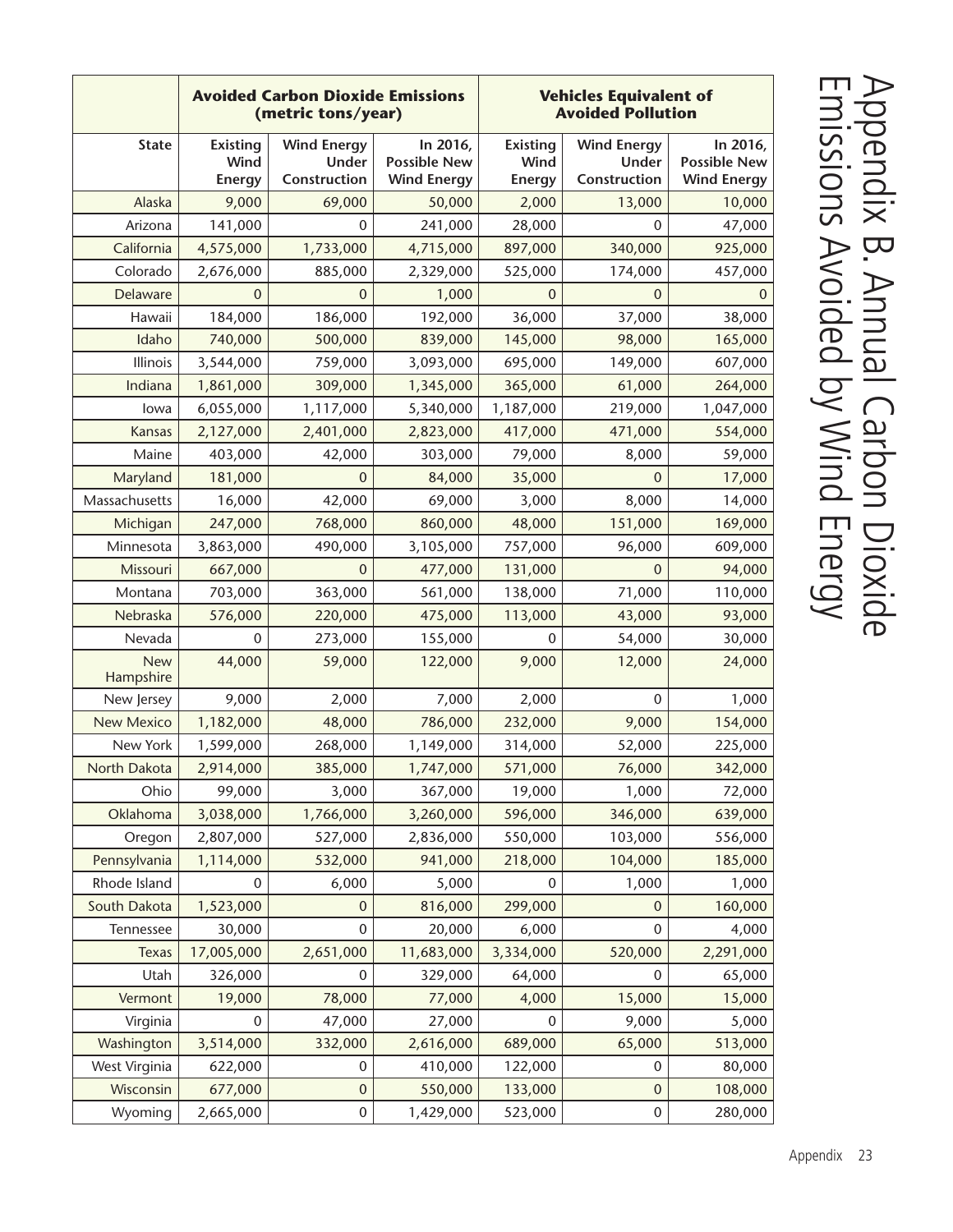# Appendix B. Annual Carbon Dioxide Emissions Avoided by Wind Energy

| | Avoided Carbon Dioxide Emissions (metric tons/year) | | | Vehicles Equivalent of Avoided Pollution | | |
|---|---|---|---|---|---|---|
| State | Existing Wind Energy | Wind Energy Under Construction | In 2016, Possible New Wind Energy | Existing Wind Energy | Wind Energy Under Construction | In 2016, Possible New Wind Energy |
| Alaska | 9,000 | 69,000 | 50,000 | 2,000 | 13,000 | 10,000 |
| Arizona | 141,000 | 0 | 241,000 | 28,000 | 0 | 47,000 |
| California | 4,575,000 | 1,733,000 | 4,715,000 | 897,000 | 340,000 | 925,000 |
| Colorado | 2,676,000 | 885,000 | 2,329,000 | 525,000 | 174,000 | 457,000 |
| Delaware | 0 | 0 | 1,000 | 0 | 0 | 0 |
| Hawaii | 184,000 | 186,000 | 192,000 | 36,000 | 37,000 | 38,000 |
| Idaho | 740,000 | 500,000 | 839,000 | 145,000 | 98,000 | 165,000 |
| Illinois | 3,544,000 | 759,000 | 3,093,000 | 695,000 | 149,000 | 607,000 |
| Indiana | 1,861,000 | 309,000 | 1,345,000 | 365,000 | 61,000 | 264,000 |
| Iowa | 6,055,000 | 1,117,000 | 5,340,000 | 1,187,000 | 219,000 | 1,047,000 |
| Kansas | 2,127,000 | 2,401,000 | 2,823,000 | 417,000 | 471,000 | 554,000 |
| Maine | 403,000 | 42,000 | 303,000 | 79,000 | 8,000 | 59,000 |
| Maryland | 181,000 | 0 | 84,000 | 35,000 | 0 | 17,000 |
| Massachusetts | 16,000 | 42,000 | 69,000 | 3,000 | 8,000 | 14,000 |
| Michigan | 247,000 | 768,000 | 860,000 | 48,000 | 151,000 | 169,000 |
| Minnesota | 3,863,000 | 490,000 | 3,105,000 | 757,000 | 96,000 | 609,000 |
| Missouri | 667,000 | 0 | 477,000 | 131,000 | 0 | 94,000 |
| Montana | 703,000 | 363,000 | 561,000 | 138,000 | 71,000 | 110,000 |
| Nebraska | 576,000 | 220,000 | 475,000 | 113,000 | 43,000 | 93,000 |
| Nevada | 0 | 273,000 | 155,000 | 0 | 54,000 | 30,000 |
| New Hampshire | 44,000 | 59,000 | 122,000 | 9,000 | 12,000 | 24,000 |
| New Jersey | 9,000 | 2,000 | 7,000 | 2,000 | 0 | 1,000 |
| New Mexico | 1,182,000 | 48,000 | 786,000 | 232,000 | 9,000 | 154,000 |
| New York | 1,599,000 | 268,000 | 1,149,000 | 314,000 | 52,000 | 225,000 |
| North Dakota | 2,914,000 | 385,000 | 1,747,000 | 571,000 | 76,000 | 342,000 |
| Ohio | 99,000 | 3,000 | 367,000 | 19,000 | 1,000 | 72,000 |
| Oklahoma | 3,038,000 | 1,766,000 | 3,260,000 | 596,000 | 346,000 | 639,000 |
| Oregon | 2,807,000 | 527,000 | 2,836,000 | 550,000 | 103,000 | 556,000 |
| Pennsylvania | 1,114,000 | 532,000 | 941,000 | 218,000 | 104,000 | 185,000 |
| Rhode Island | 0 | 6,000 | 5,000 | 0 | 1,000 | 1,000 |
| South Dakota | 1,523,000 | 0 | 816,000 | 299,000 | 0 | 160,000 |
| Tennessee | 30,000 | 0 | 20,000 | 6,000 | 0 | 4,000 |
| Texas | 17,005,000 | 2,651,000 | 11,683,000 | 3,334,000 | 520,000 | 2,291,000 |
| Utah | 326,000 | 0 | 329,000 | 64,000 | 0 | 65,000 |
| Vermont | 19,000 | 78,000 | 77,000 | 4,000 | 15,000 | 15,000 |
| Virginia | 0 | 47,000 | 27,000 | 0 | 9,000 | 5,000 |
| Washington | 3,514,000 | 332,000 | 2,616,000 | 689,000 | 65,000 | 513,000 |
| West Virginia | 622,000 | 0 | 410,000 | 122,000 | 0 | 80,000 |
| Wisconsin | 677,000 | 0 | 550,000 | 133,000 | 0 | 108,000 |
| Wyoming | 2,665,000 | 0 | 1,429,000 | 523,000 | 0 | 280,000 |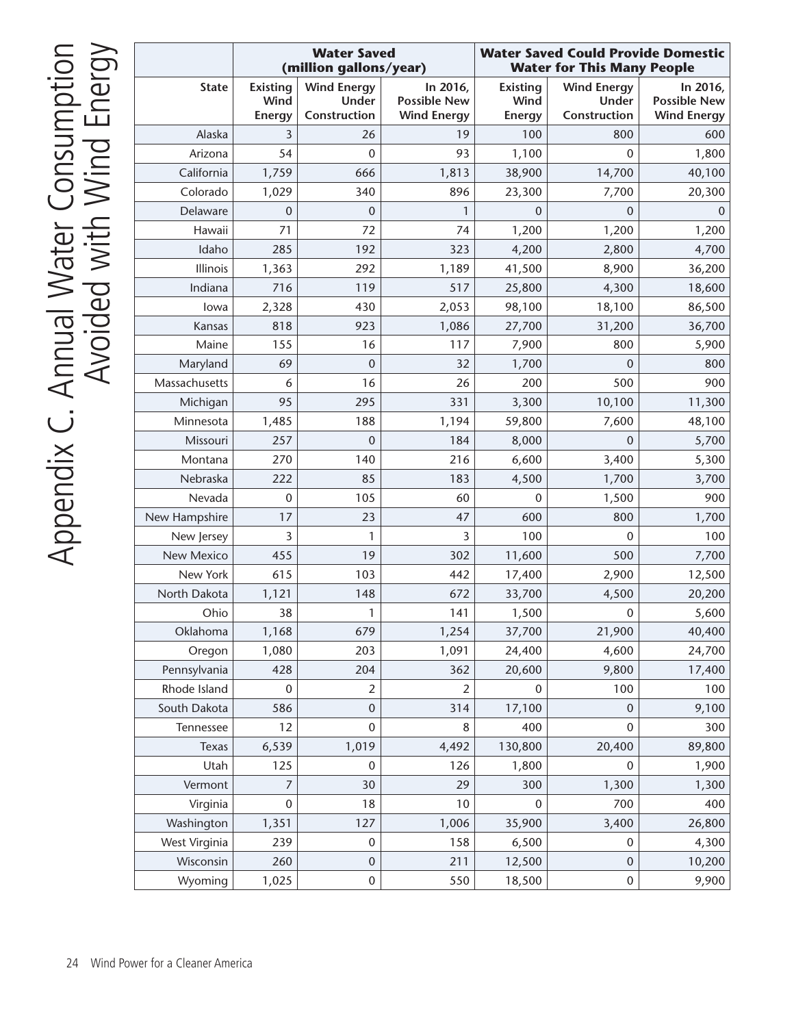# Appendix C. Annual Water Consumption Avoided with Wind Energy

| | Water Saved (million gallons/year) | | | Water Saved Could Provide Domestic Water for This Many People | | |
|---|---|---|---|---|---|---|
| State | Existing Wind Energy | Wind Energy Under Construction | In 2016, Possible New Wind Energy | Existing Wind Energy | Wind Energy Under Construction | In 2016, Possible New Wind Energy |
| Alaska | 3 | 26 | 19 | 100 | 800 | 600 |
| Arizona | 54 | 0 | 93 | 1,100 | 0 | 1,800 |
| California | 1,759 | 666 | 1,813 | 38,900 | 14,700 | 40,100 |
| Colorado | 1,029 | 340 | 896 | 23,300 | 7,700 | 20,300 |
| Delaware | 0 | 0 | 1 | 0 | 0 | 0 |
| Hawaii | 71 | 72 | 74 | 1,200 | 1,200 | 1,200 |
| Idaho | 285 | 192 | 323 | 4,200 | 2,800 | 4,700 |
| Illinois | 1,363 | 292 | 1,189 | 41,500 | 8,900 | 36,200 |
| Indiana | 716 | 119 | 517 | 25,800 | 4,300 | 18,600 |
| Iowa | 2,328 | 430 | 2,053 | 98,100 | 18,100 | 86,500 |
| Kansas | 818 | 923 | 1,086 | 27,700 | 31,200 | 36,700 |
| Maine | 155 | 16 | 117 | 7,900 | 800 | 5,900 |
| Maryland | 69 | 0 | 32 | 1,700 | 0 | 800 |
| Massachusetts | 6 | 16 | 26 | 200 | 500 | 900 |
| Michigan | 95 | 295 | 331 | 3,300 | 10,100 | 11,300 |
| Minnesota | 1,485 | 188 | 1,194 | 59,800 | 7,600 | 48,100 |
| Missouri | 257 | 0 | 184 | 8,000 | 0 | 5,700 |
| Montana | 270 | 140 | 216 | 6,600 | 3,400 | 5,300 |
| Nebraska | 222 | 85 | 183 | 4,500 | 1,700 | 3,700 |
| Nevada | 0 | 105 | 60 | 0 | 1,500 | 900 |
| New Hampshire | 17 | 23 | 47 | 600 | 800 | 1,700 |
| New Jersey | 3 | 1 | 3 | 100 | 0 | 100 |
| New Mexico | 455 | 19 | 302 | 11,600 | 500 | 7,700 |
| New York | 615 | 103 | 442 | 17,400 | 2,900 | 12,500 |
| North Dakota | 1,121 | 148 | 672 | 33,700 | 4,500 | 20,200 |
| Ohio | 38 | 1 | 141 | 1,500 | 0 | 5,600 |
| Oklahoma | 1,168 | 679 | 1,254 | 37,700 | 21,900 | 40,400 |
| Oregon | 1,080 | 203 | 1,091 | 24,400 | 4,600 | 24,700 |
| Pennsylvania | 428 | 204 | 362 | 20,600 | 9,800 | 17,400 |
| Rhode Island | 0 | 2 | 2 | 0 | 100 | 100 |
| South Dakota | 586 | 0 | 314 | 17,100 | 0 | 9,100 |
| Tennessee | 12 | 0 | 8 | 400 | 0 | 300 |
| Texas | 6,539 | 1,019 | 4,492 | 130,800 | 20,400 | 89,800 |
| Utah | 125 | 0 | 126 | 1,800 | 0 | 1,900 |
| Vermont | 7 | 30 | 29 | 300 | 1,300 | 1,300 |
| Virginia | 0 | 18 | 10 | 0 | 700 | 400 |
| Washington | 1,351 | 127 | 1,006 | 35,900 | 3,400 | 26,800 |
| West Virginia | 239 | 0 | 158 | 6,500 | 0 | 4,300 |
| Wisconsin | 260 | 0 | 211 | 12,500 | 0 | 10,200 |
| Wyoming | 1,025 | 0 | 550 | 18,500 | 0 | 9,900 |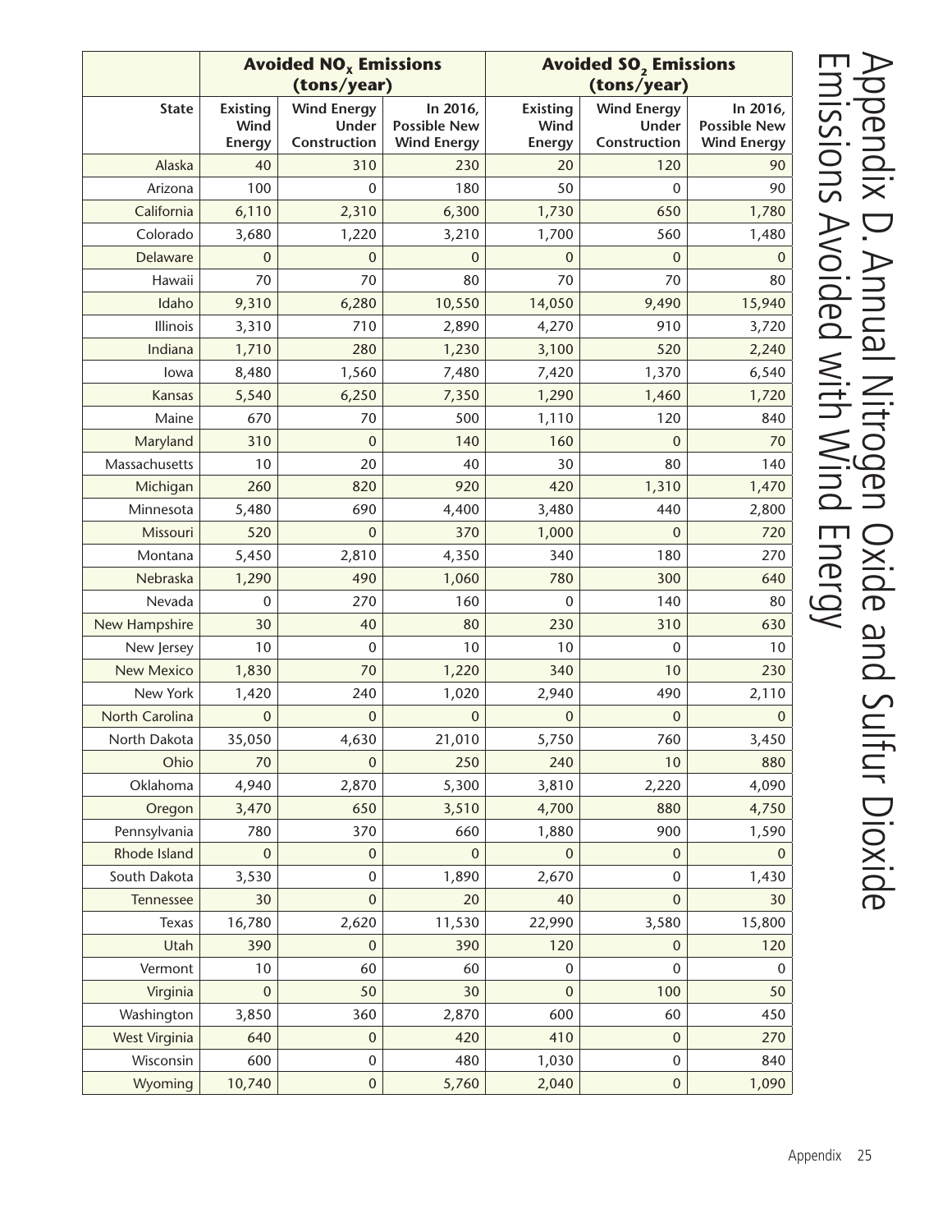# Appendix D. Annual Nitrogen Oxide and Sulfur Dioxide Emissions Avoided with Wind Energy

| | Avoided $NO_x$ Emissions (tons/year) | | | Avoided $SO_2$ Emissions (tons/year) | | |
|---|---|---|---|---|---|---|
| State | Existing Wind Energy | Wind Energy Under Construction | In 2016, Possible New Wind Energy | Existing Wind Energy | Wind Energy Under Construction | In 2016, Possible New Wind Energy |
| Alaska | 40 | 310 | 230 | 20 | 120 | 90 |
| Arizona | 100 | 0 | 180 | 50 | 0 | 90 |
| California | 6,110 | 2,310 | 6,300 | 1,730 | 650 | 1,780 |
| Colorado | 3,680 | 1,220 | 3,210 | 1,700 | 560 | 1,480 |
| Delaware | 0 | 0 | 0 | 0 | 0 | 0 |
| Hawaii | 70 | 70 | 80 | 70 | 70 | 80 |
| Idaho | 9,310 | 6,280 | 10,550 | 14,050 | 9,490 | 15,940 |
| Illinois | 3,310 | 710 | 2,890 | 4,270 | 910 | 3,720 |
| Indiana | 1,710 | 280 | 1,230 | 3,100 | 520 | 2,240 |
| Iowa | 8,480 | 1,560 | 7,480 | 7,420 | 1,370 | 6,540 |
| Kansas | 5,540 | 6,250 | 7,350 | 1,290 | 1,460 | 1,720 |
| Maine | 670 | 70 | 500 | 1,110 | 120 | 840 |
| Maryland | 310 | 0 | 140 | 160 | 0 | 70 |
| Massachusetts | 10 | 20 | 40 | 30 | 80 | 140 |
| Michigan | 260 | 820 | 920 | 420 | 1,310 | 1,470 |
| Minnesota | 5,480 | 690 | 4,400 | 3,480 | 440 | 2,800 |
| Missouri | 520 | 0 | 370 | 1,000 | 0 | 720 |
| Montana | 5,450 | 2,810 | 4,350 | 340 | 180 | 270 |
| Nebraska | 1,290 | 490 | 1,060 | 780 | 300 | 640 |
| Nevada | 0 | 270 | 160 | 0 | 140 | 80 |
| New Hampshire | 30 | 40 | 80 | 230 | 310 | 630 |
| New Jersey | 10 | 0 | 10 | 10 | 0 | 10 |
| New Mexico | 1,830 | 70 | 1,220 | 340 | 10 | 230 |
| New York | 1,420 | 240 | 1,020 | 2,940 | 490 | 2,110 |
| North Carolina | 0 | 0 | 0 | 0 | 0 | 0 |
| North Dakota | 35,050 | 4,630 | 21,010 | 5,750 | 760 | 3,450 |
| Ohio | 70 | 0 | 250 | 240 | 10 | 880 |
| Oklahoma | 4,940 | 2,870 | 5,300 | 3,810 | 2,220 | 4,090 |
| Oregon | 3,470 | 650 | 3,510 | 4,700 | 880 | 4,750 |
| Pennsylvania | 780 | 370 | 660 | 1,880 | 900 | 1,590 |
| Rhode Island | 0 | 0 | 0 | 0 | 0 | 0 |
| South Dakota | 3,530 | 0 | 1,890 | 2,670 | 0 | 1,430 |
| Tennessee | 30 | 0 | 20 | 40 | 0 | 30 |
| Texas | 16,780 | 2,620 | 11,530 | 22,990 | 3,580 | 15,800 |
| Utah | 390 | 0 | 390 | 120 | 0 | 120 |
| Vermont | 10 | 60 | 60 | 0 | 0 | 0 |
| Virginia | 0 | 50 | 30 | 0 | 100 | 50 |
| Washington | 3,850 | 360 | 2,870 | 600 | 60 | 450 |
| West Virginia | 640 | 0 | 420 | 410 | 0 | 270 |
| Wisconsin | 600 | 0 | 480 | 1,030 | 0 | 840 |
| Wyoming | 10,740 | 0 | 5,760 | 2,040 | 0 | 1,090 |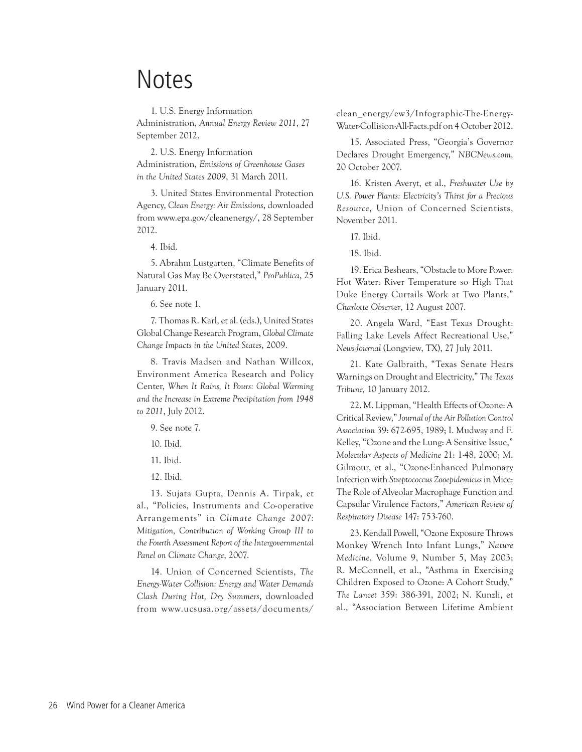# Notes

1. U.S. Energy Information Administration, *Annual Energy Review 2011*, 27 September 2012.

2. U.S. Energy Information Administration, *Emissions of Greenhouse Gases in the United States 2009*, 31 March 2011.

3. United States Environmental Protection Agency, *Clean Energy: Air Emissions*, downloaded from www.epa.gov/cleanenergy/, 28 September 2012.

4. Ibid.

5. Abrahm Lustgarten, "Climate Benefits of Natural Gas May Be Overstated," *ProPublica*, 25 January 2011.

6. See note 1.

7. Thomas R. Karl, et al. (eds.), United States Global Change Research Program, *Global Climate Change Impacts in the United States*, 2009.

8. Travis Madsen and Nathan Willcox, Environment America Research and Policy Center, *When It Rains, It Pours: Global Warming and the Increase in Extreme Precipitation from 1948 to 2011*, July 2012.

9. See note 7.

10. Ibid.

11. Ibid.

12. Ibid.

13. Sujata Gupta, Dennis A. Tirpak, et al., "Policies, Instruments and Co-operative Arrangements" in *Climate Change 2007: Mitigation, Contribution of Working Group III to the Fourth Assessment Report of the Intergovernmental Panel on Climate Change*, 2007.

14. Union of Concerned Scientists, *The Energy-Water Collision: Energy and Water Demands Clash During Hot, Dry Summers*, downloaded from www.ucsusa.org/assets/documents/clean_energy/ew3/Infographic-The-Energy-Water-Collision-All-Facts.pdf on 4 October 2012.

15. Associated Press, "Georgia's Governor Declares Drought Emergency," *NBCNews.com*, 20 October 2007.

16. Kristen Averyt, et al., *Freshwater Use by U.S. Power Plants: Electricity's Thirst for a Precious Resource*, Union of Concerned Scientists, November 2011.

17. Ibid.

18. Ibid.

19. Erica Beshears, "Obstacle to More Power: Hot Water: River Temperature so High That Duke Energy Curtails Work at Two Plants," *Charlotte Observer*, 12 August 2007.

20. Angela Ward, "East Texas Drought: Falling Lake Levels Affect Recreational Use," *News-Journal* (Longview, TX), 27 July 2011.

21. Kate Galbraith, "Texas Senate Hears Warnings on Drought and Electricity," *The Texas Tribune,* 10 January 2012.

22. M. Lippman, "Health Effects of Ozone: A Critical Review," *Journal of the Air Pollution Control Association* 39: 672-695, 1989; I. Mudway and F. Kelley, "Ozone and the Lung: A Sensitive Issue," *Molecular Aspects of Medicine* 21: 1-48, 2000; M. Gilmour, et al., "Ozone-Enhanced Pulmonary Infection with *Streptococcus Zooepidemicus* in Mice: The Role of Alveolar Macrophage Function and Capsular Virulence Factors," *American Review of Respiratory Disease* 147: 753-760.

23. Kendall Powell, "Ozone Exposure Throws Monkey Wrench Into Infant Lungs," *Nature Medicine*, Volume 9, Number 5, May 2003; R. McConnell, et al., "Asthma in Exercising Children Exposed to Ozone: A Cohort Study," *The Lancet* 359: 386-391, 2002; N. Kunzli, et al., "Association Between Lifetime Ambient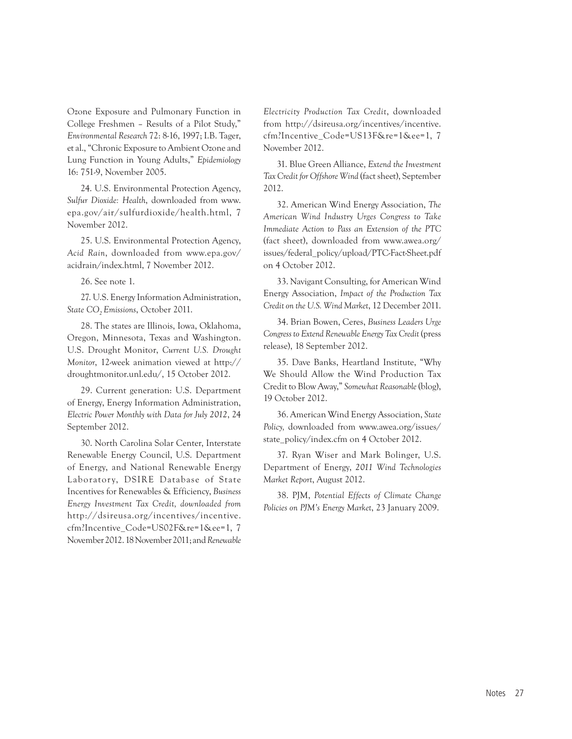Ozone Exposure and Pulmonary Function in College Freshmen – Results of a Pilot Study," *Environmental Research* 72: 8-16, 1997; I.B. Tager, et al., "Chronic Exposure to Ambient Ozone and Lung Function in Young Adults," *Epidemiology* 16: 751-9, November 2005.

24. U.S. Environmental Protection Agency, *Sulfur Dioxide: Health*, downloaded from www.epa.gov/air/sulfurdioxide/health.html, 7 November 2012.

25. U.S. Environmental Protection Agency, *Acid Rain*, downloaded from www.epa.gov/acidrain/index.html, 7 November 2012.

26. See note 1.

27. U.S. Energy Information Administration, *State $CO_2$ Emissions*, October 2011.

28. The states are Illinois, Iowa, Oklahoma, Oregon, Minnesota, Texas and Washington. U.S. Drought Monitor, *Current U.S. Drought Monitor*, 12-week animation viewed at http://droughtmonitor.unl.edu/, 15 October 2012.

29. Current generation: U.S. Department of Energy, Energy Information Administration, *Electric Power Monthly with Data for July 2012*, 24 September 2012.

30. North Carolina Solar Center, Interstate Renewable Energy Council, U.S. Department of Energy, and National Renewable Energy Laboratory, DSIRE Database of State Incentives for Renewables & Efficiency, *Business Energy Investment Tax Credit, downloaded from* http://dsireusa.org/incentives/incentive.cfm?Incentive_Code=US02F&re=1&ee=1, 7 November 2012. 18 November 2011; and *Renewable Electricity Production Tax Credit*, downloaded from http://dsireusa.org/incentives/incentive.cfm?Incentive_Code=US13F&re=1&ee=1, 7 November 2012.

31. Blue Green Alliance, *Extend the Investment Tax Credit for Offshore Wind* (fact sheet), September 2012.

32. American Wind Energy Association, *The American Wind Industry Urges Congress to Take Immediate Action to Pass an Extension of the PTC* (fact sheet), downloaded from www.awea.org/issues/federal_policy/upload/PTC-Fact-Sheet.pdf on 4 October 2012.

33. Navigant Consulting, for American Wind Energy Association, *Impact of the Production Tax Credit on the U.S. Wind Market*, 12 December 2011.

34. Brian Bowen, Ceres, *Business Leaders Urge Congress to Extend Renewable Energy Tax Credit* (press release), 18 September 2012.

35. Dave Banks, Heartland Institute, "Why We Should Allow the Wind Production Tax Credit to Blow Away," *Somewhat Reasonable* (blog), 19 October 2012.

36. American Wind Energy Association, *State Policy,* downloaded from www.awea.org/issues/state_policy/index.cfm on 4 October 2012.

37. Ryan Wiser and Mark Bolinger, U.S. Department of Energy, *2011 Wind Technologies Market Report*, August 2012.

38. PJM, *Potential Effects of Climate Change Policies on PJM's Energy Market*, 23 January 2009.